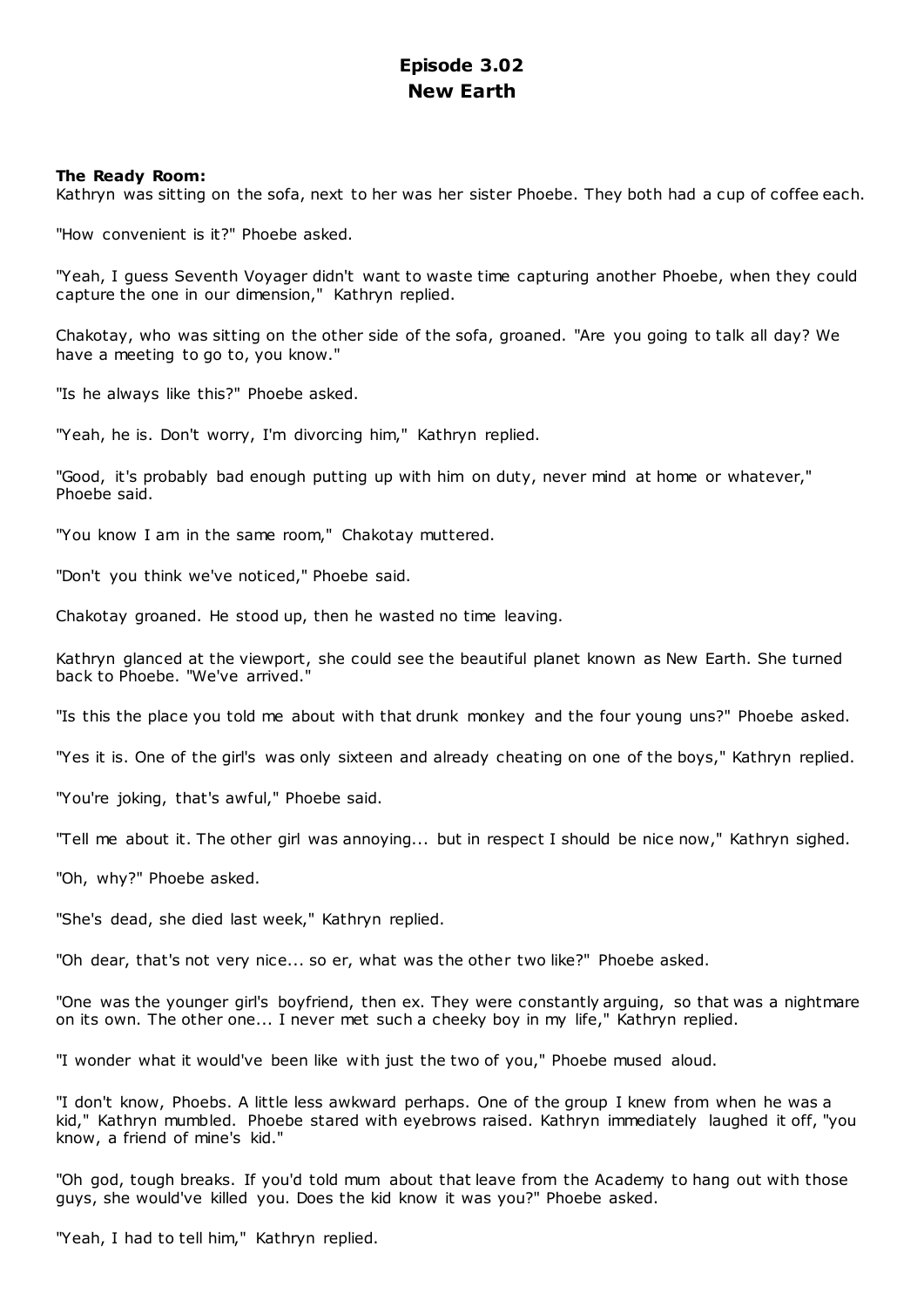# Episode 3.02
# New Earth

**The Ready Room:**
Kathryn was sitting on the sofa, next to her was her sister Phoebe. They both had a cup of coffee each.

"How convenient is it?" Phoebe asked.

"Yeah, I guess Seventh Voyager didn't want to waste time capturing another Phoebe, when they could capture the one in our dimension," Kathryn replied.

Chakotay, who was sitting on the other side of the sofa, groaned. "Are you going to talk all day? We have a meeting to go to, you know."

"Is he always like this?" Phoebe asked.

"Yeah, he is. Don't worry, I'm divorcing him," Kathryn replied.

"Good, it's probably bad enough putting up with him on duty, never mind at home or whatever," Phoebe said.

"You know I am in the same room," Chakotay muttered.

"Don't you think we've noticed," Phoebe said.

Chakotay groaned. He stood up, then he wasted no time leaving.

Kathryn glanced at the viewport, she could see the beautiful planet known as New Earth. She turned back to Phoebe. "We've arrived."

"Is this the place you told me about with that drunk monkey and the four young uns?" Phoebe asked.

"Yes it is. One of the girl's was only sixteen and already cheating on one of the boys," Kathryn replied.

"You're joking, that's awful," Phoebe said.

"Tell me about it. The other girl was annoying... but in respect I should be nice now," Kathryn sighed.

"Oh, why?" Phoebe asked.

"She's dead, she died last week," Kathryn replied.

"Oh dear, that's not very nice... so er, what was the other two like?" Phoebe asked.

"One was the younger girl's boyfriend, then ex. They were constantly arguing, so that was a nightmare on its own. The other one... I never met such a cheeky boy in my life," Kathryn replied.

"I wonder what it would've been like with just the two of you," Phoebe mused aloud.

"I don't know, Phoebs. A little less awkward perhaps. One of the group I knew from when he was a kid," Kathryn mumbled. Phoebe stared with eyebrows raised. Kathryn immediately laughed it off, "you know, a friend of mine's kid."

"Oh god, tough breaks. If you'd told mum about that leave from the Academy to hang out with those guys, she would've killed you. Does the kid know it was you?" Phoebe asked.

"Yeah, I had to tell him," Kathryn replied.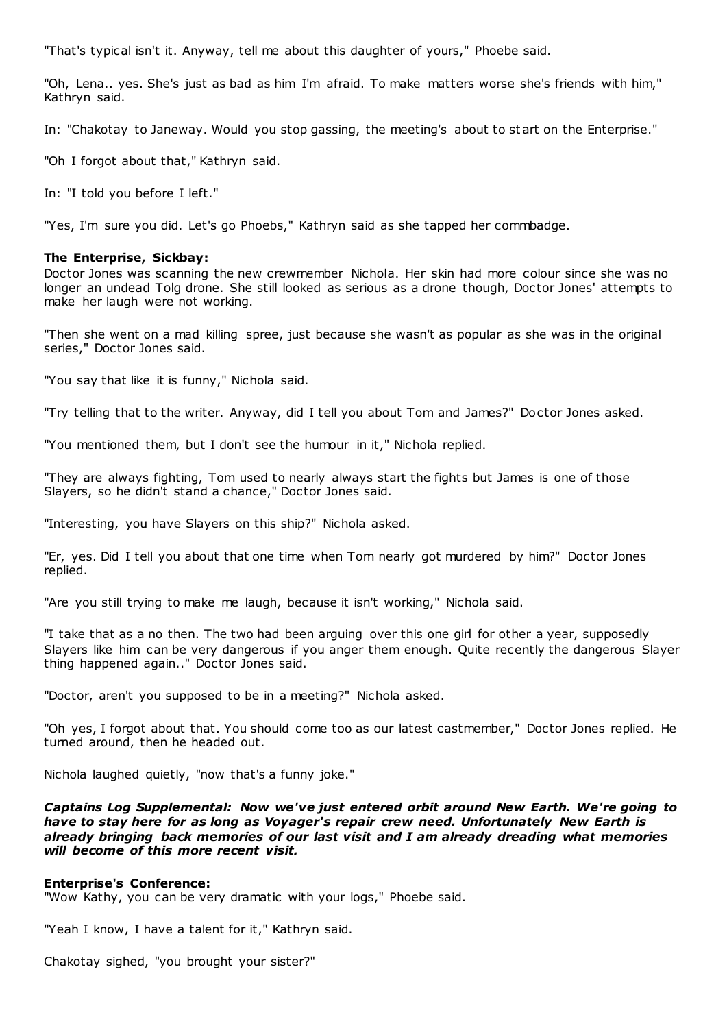"That's typical isn't it. Anyway, tell me about this daughter of yours," Phoebe said.

"Oh, Lena.. yes. She's just as bad as him I'm afraid. To make matters worse she's friends with him," Kathryn said.

In: "Chakotay to Janeway. Would you stop gassing, the meeting's about to start on the Enterprise."

"Oh I forgot about that," Kathryn said.

In: "I told you before I left."

"Yes, I'm sure you did. Let's go Phoebs," Kathryn said as she tapped her commbadge.

**The Enterprise, Sickbay:**
Doctor Jones was scanning the new crewmember Nichola. Her skin had more colour since she was no longer an undead Tolg drone. She still looked as serious as a drone though, Doctor Jones' attempts to make her laugh were not working.

"Then she went on a mad killing spree, just because she wasn't as popular as she was in the original series," Doctor Jones said.

"You say that like it is funny," Nichola said.

"Try telling that to the writer. Anyway, did I tell you about Tom and James?" Doctor Jones asked.

"You mentioned them, but I don't see the humour in it," Nichola replied.

"They are always fighting, Tom used to nearly always start the fights but James is one of those Slayers, so he didn't stand a chance," Doctor Jones said.

"Interesting, you have Slayers on this ship?" Nichola asked.

"Er, yes. Did I tell you about that one time when Tom nearly got murdered by him?" Doctor Jones replied.

"Are you still trying to make me laugh, because it isn't working," Nichola said.

"I take that as a no then. The two had been arguing over this one girl for other a year, supposedly Slayers like him can be very dangerous if you anger them enough. Quite recently the dangerous Slayer thing happened again.." Doctor Jones said.

"Doctor, aren't you supposed to be in a meeting?" Nichola asked.

"Oh yes, I forgot about that. You should come too as our latest castmember," Doctor Jones replied. He turned around, then he headed out.

Nichola laughed quietly, "now that's a funny joke."

***Captains Log Supplemental: Now we've just entered orbit around New Earth. We're going to have to stay here for as long as Voyager's repair crew need. Unfortunately New Earth is already bringing back memories of our last visit and I am already dreading what memories will become of this more recent visit.***

**Enterprise's Conference:**
"Wow Kathy, you can be very dramatic with your logs," Phoebe said.

"Yeah I know, I have a talent for it," Kathryn said.

Chakotay sighed, "you brought your sister?"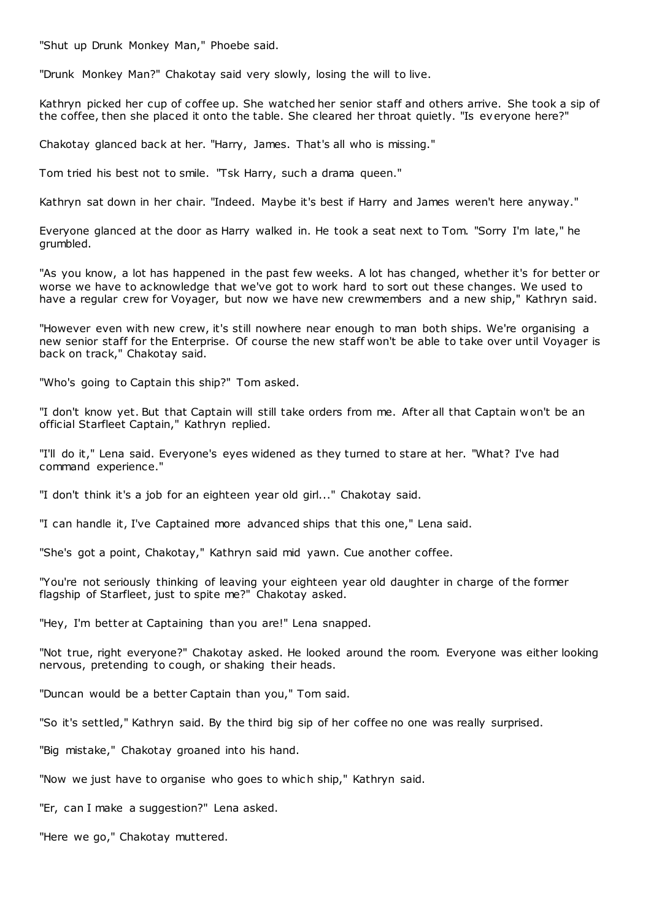"Shut up Drunk Monkey Man," Phoebe said.

"Drunk Monkey Man?" Chakotay said very slowly, losing the will to live.

Kathryn picked her cup of coffee up. She watched her senior staff and others arrive. She took a sip of the coffee, then she placed it onto the table. She cleared her throat quietly. "Is everyone here?"

Chakotay glanced back at her. "Harry, James. That's all who is missing."

Tom tried his best not to smile. "Tsk Harry, such a drama queen."

Kathryn sat down in her chair. "Indeed. Maybe it's best if Harry and James weren't here anyway."

Everyone glanced at the door as Harry walked in. He took a seat next to Tom. "Sorry I'm late," he grumbled.

"As you know, a lot has happened in the past few weeks. A lot has changed, whether it's for better or worse we have to acknowledge that we've got to work hard to sort out these changes. We used to have a regular crew for Voyager, but now we have new crewmembers and a new ship," Kathryn said.

"However even with new crew, it's still nowhere near enough to man both ships. We're organising a new senior staff for the Enterprise. Of course the new staff won't be able to take over until Voyager is back on track," Chakotay said.

"Who's going to Captain this ship?" Tom asked.

"I don't know yet. But that Captain will still take orders from me. After all that Captain won't be an official Starfleet Captain," Kathryn replied.

"I'll do it," Lena said. Everyone's eyes widened as they turned to stare at her. "What? I've had command experience."

"I don't think it's a job for an eighteen year old girl..." Chakotay said.

"I can handle it, I've Captained more advanced ships that this one," Lena said.

"She's got a point, Chakotay," Kathryn said mid yawn. Cue another coffee.

"You're not seriously thinking of leaving your eighteen year old daughter in charge of the former flagship of Starfleet, just to spite me?" Chakotay asked.

"Hey, I'm better at Captaining than you are!" Lena snapped.

"Not true, right everyone?" Chakotay asked. He looked around the room. Everyone was either looking nervous, pretending to cough, or shaking their heads.

"Duncan would be a better Captain than you," Tom said.

"So it's settled," Kathryn said. By the third big sip of her coffee no one was really surprised.

"Big mistake," Chakotay groaned into his hand.

"Now we just have to organise who goes to which ship," Kathryn said.

"Er, can I make a suggestion?" Lena asked.

"Here we go," Chakotay muttered.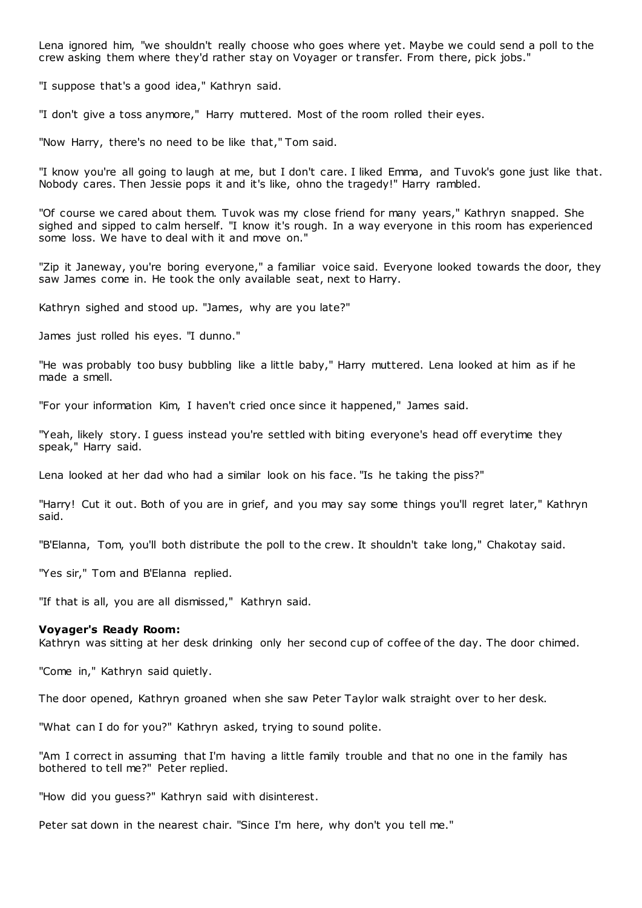Lena ignored him, "we shouldn't really choose who goes where yet. Maybe we could send a poll to the crew asking them where they'd rather stay on Voyager or transfer. From there, pick jobs."

"I suppose that's a good idea," Kathryn said.

"I don't give a toss anymore," Harry muttered. Most of the room rolled their eyes.

"Now Harry, there's no need to be like that," Tom said.

"I know you're all going to laugh at me, but I don't care. I liked Emma, and Tuvok's gone just like that. Nobody cares. Then Jessie pops it and it's like, ohno the tragedy!" Harry rambled.

"Of course we cared about them. Tuvok was my close friend for many years," Kathryn snapped. She sighed and sipped to calm herself. "I know it's rough. In a way everyone in this room has experienced some loss. We have to deal with it and move on."

"Zip it Janeway, you're boring everyone," a familiar voice said. Everyone looked towards the door, they saw James come in. He took the only available seat, next to Harry.

Kathryn sighed and stood up. "James, why are you late?"

James just rolled his eyes. "I dunno."

"He was probably too busy bubbling like a little baby," Harry muttered. Lena looked at him as if he made a smell.

"For your information Kim, I haven't cried once since it happened," James said.

"Yeah, likely story. I guess instead you're settled with biting everyone's head off everytime they speak," Harry said.

Lena looked at her dad who had a similar look on his face. "Is he taking the piss?"

"Harry! Cut it out. Both of you are in grief, and you may say some things you'll regret later," Kathryn said.

"B'Elanna, Tom, you'll both distribute the poll to the crew. It shouldn't take long," Chakotay said.

"Yes sir," Tom and B'Elanna replied.

"If that is all, you are all dismissed," Kathryn said.

**Voyager's Ready Room:**
Kathryn was sitting at her desk drinking only her second cup of coffee of the day. The door chimed.

"Come in," Kathryn said quietly.

The door opened, Kathryn groaned when she saw Peter Taylor walk straight over to her desk.

"What can I do for you?" Kathryn asked, trying to sound polite.

"Am I correct in assuming that I'm having a little family trouble and that no one in the family has bothered to tell me?" Peter replied.

"How did you guess?" Kathryn said with disinterest.

Peter sat down in the nearest chair. "Since I'm here, why don't you tell me."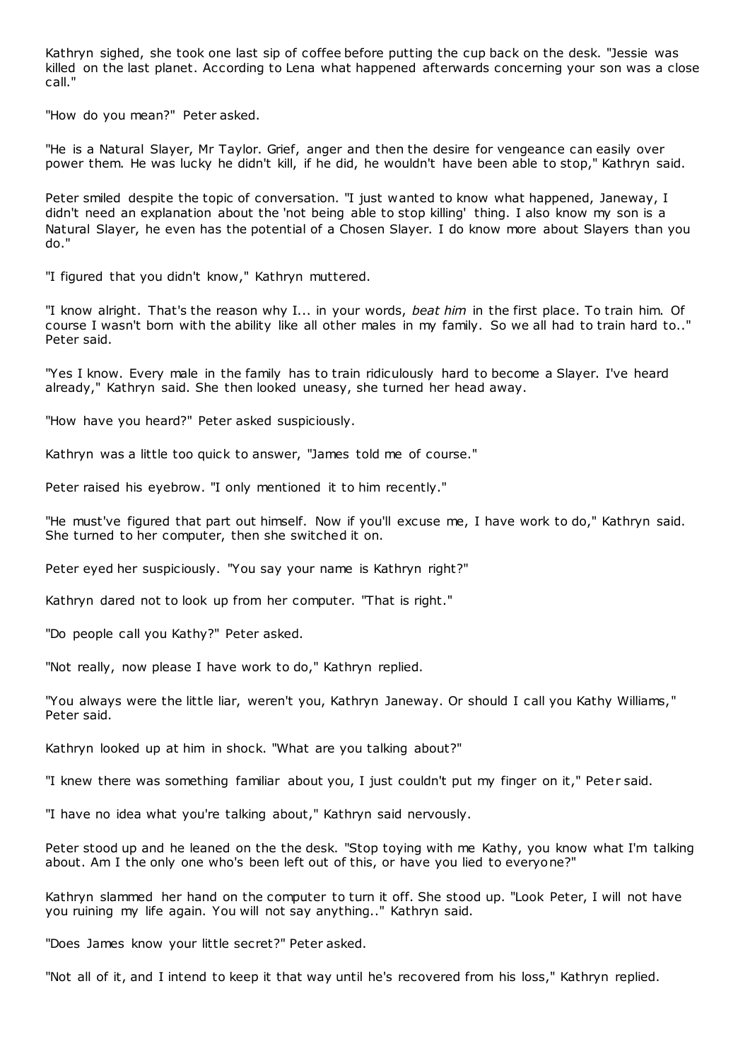Kathryn sighed, she took one last sip of coffee before putting the cup back on the desk. "Jessie was killed on the last planet. According to Lena what happened afterwards concerning your son was a close call."

"How do you mean?" Peter asked.

"He is a Natural Slayer, Mr Taylor. Grief, anger and then the desire for vengeance can easily over power them. He was lucky he didn't kill, if he did, he wouldn't have been able to stop," Kathryn said.

Peter smiled despite the topic of conversation. "I just wanted to know what happened, Janeway, I didn't need an explanation about the 'not being able to stop killing' thing. I also know my son is a Natural Slayer, he even has the potential of a Chosen Slayer. I do know more about Slayers than you do."

"I figured that you didn't know," Kathryn muttered.

"I know alright. That's the reason why I... in your words, *beat him* in the first place. To train him. Of course I wasn't born with the ability like all other males in my family. So we all had to train hard to.." Peter said.

"Yes I know. Every male in the family has to train ridiculously hard to become a Slayer. I've heard already," Kathryn said. She then looked uneasy, she turned her head away.

"How have you heard?" Peter asked suspiciously.

Kathryn was a little too quick to answer, "James told me of course."

Peter raised his eyebrow. "I only mentioned it to him recently."

"He must've figured that part out himself. Now if you'll excuse me, I have work to do," Kathryn said. She turned to her computer, then she switched it on.

Peter eyed her suspiciously. "You say your name is Kathryn right?"

Kathryn dared not to look up from her computer. "That is right."

"Do people call you Kathy?" Peter asked.

"Not really, now please I have work to do," Kathryn replied.

"You always were the little liar, weren't you, Kathryn Janeway. Or should I call you Kathy Williams," Peter said.

Kathryn looked up at him in shock. "What are you talking about?"

"I knew there was something familiar about you, I just couldn't put my finger on it," Peter said.

"I have no idea what you're talking about," Kathryn said nervously.

Peter stood up and he leaned on the the desk. "Stop toying with me Kathy, you know what I'm talking about. Am I the only one who's been left out of this, or have you lied to everyone?"

Kathryn slammed her hand on the computer to turn it off. She stood up. "Look Peter, I will not have you ruining my life again. You will not say anything.." Kathryn said.

"Does James know your little secret?" Peter asked.

"Not all of it, and I intend to keep it that way until he's recovered from his loss," Kathryn replied.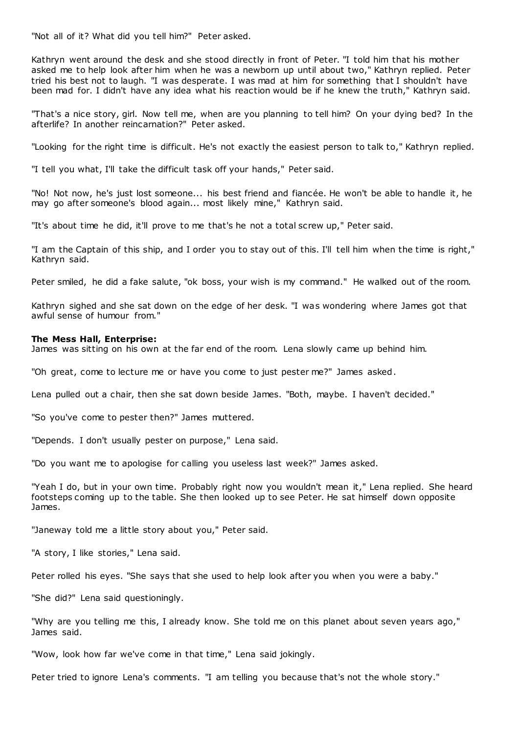"Not all of it? What did you tell him?" Peter asked.

Kathryn went around the desk and she stood directly in front of Peter. "I told him that his mother asked me to help look after him when he was a newborn up until about two," Kathryn replied. Peter tried his best not to laugh. "I was desperate. I was mad at him for something that I shouldn't have been mad for. I didn't have any idea what his reaction would be if he knew the truth," Kathryn said.

"That's a nice story, girl. Now tell me, when are you planning to tell him? On your dying bed? In the afterlife? In another reincarnation?" Peter asked.

"Looking for the right time is difficult. He's not exactly the easiest person to talk to," Kathryn replied.

"I tell you what, I'll take the difficult task off your hands," Peter said.

"No! Not now, he's just lost someone... his best friend and fiancée. He won't be able to handle it, he may go after someone's blood again... most likely mine," Kathryn said.

"It's about time he did, it'll prove to me that's he not a total screw up," Peter said.

"I am the Captain of this ship, and I order you to stay out of this. I'll tell him when the time is right," Kathryn said.

Peter smiled, he did a fake salute, "ok boss, your wish is my command." He walked out of the room.

Kathryn sighed and she sat down on the edge of her desk. "I was wondering where James got that awful sense of humour from."

**The Mess Hall, Enterprise:**
James was sitting on his own at the far end of the room. Lena slowly came up behind him.

"Oh great, come to lecture me or have you come to just pester me?" James asked.

Lena pulled out a chair, then she sat down beside James. "Both, maybe. I haven't decided."

"So you've come to pester then?" James muttered.

"Depends. I don't usually pester on purpose," Lena said.

"Do you want me to apologise for calling you useless last week?" James asked.

"Yeah I do, but in your own time. Probably right now you wouldn't mean it," Lena replied. She heard footsteps coming up to the table. She then looked up to see Peter. He sat himself down opposite James.

"Janeway told me a little story about you," Peter said.

"A story, I like stories," Lena said.

Peter rolled his eyes. "She says that she used to help look after you when you were a baby."

"She did?" Lena said questioningly.

"Why are you telling me this, I already know. She told me on this planet about seven years ago," James said.

"Wow, look how far we've come in that time," Lena said jokingly.

Peter tried to ignore Lena's comments. "I am telling you because that's not the whole story."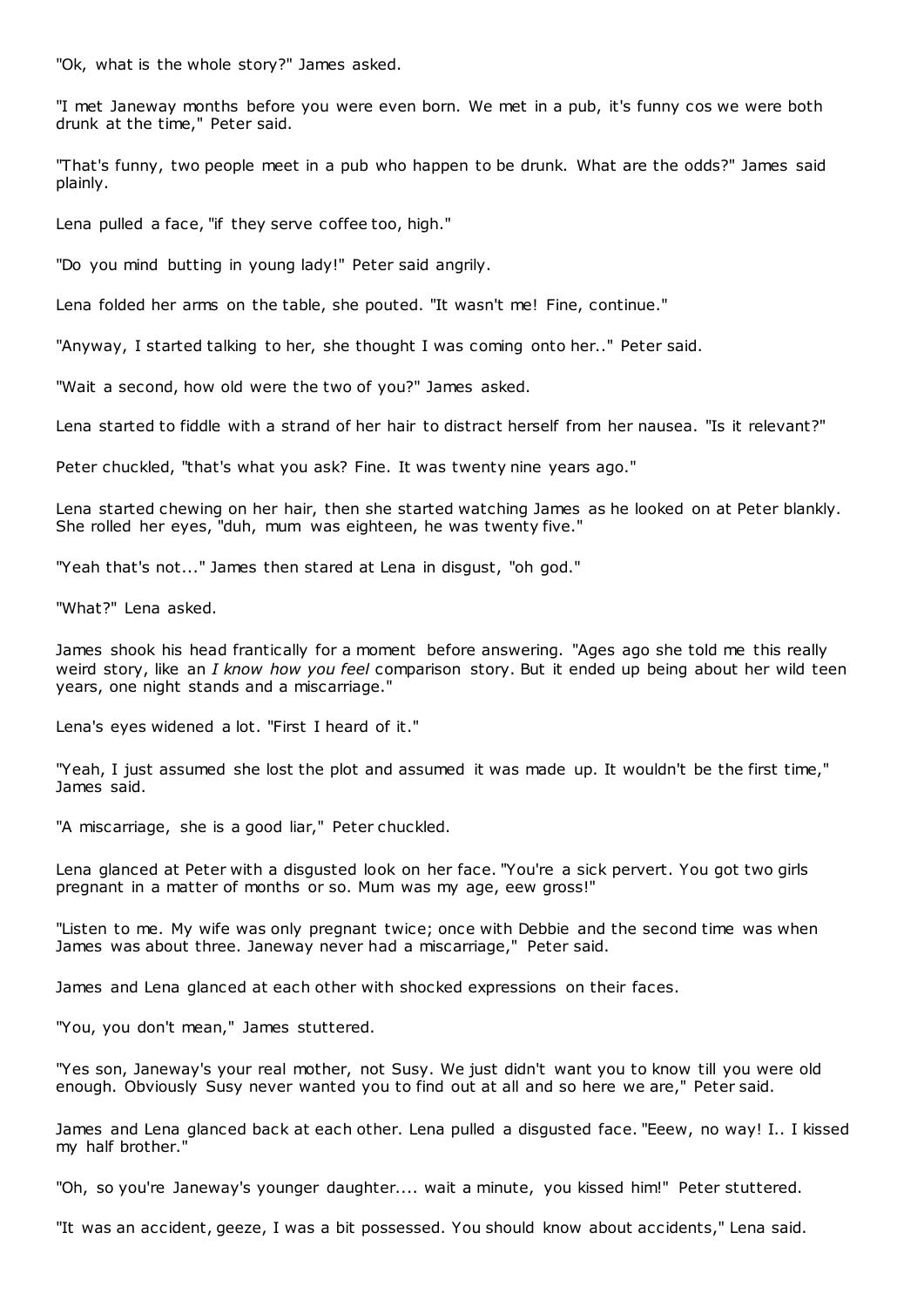"Ok, what is the whole story?" James asked.

"I met Janeway months before you were even born. We met in a pub, it's funny cos we were both drunk at the time," Peter said.

"That's funny, two people meet in a pub who happen to be drunk. What are the odds?" James said plainly.

Lena pulled a face, "if they serve coffee too, high."

"Do you mind butting in young lady!" Peter said angrily.

Lena folded her arms on the table, she pouted. "It wasn't me! Fine, continue."

"Anyway, I started talking to her, she thought I was coming onto her.." Peter said.

"Wait a second, how old were the two of you?" James asked.

Lena started to fiddle with a strand of her hair to distract herself from her nausea. "Is it relevant?"

Peter chuckled, "that's what you ask? Fine. It was twenty nine years ago."

Lena started chewing on her hair, then she started watching James as he looked on at Peter blankly. She rolled her eyes, "duh, mum was eighteen, he was twenty five."

"Yeah that's not..." James then stared at Lena in disgust, "oh god."

"What?" Lena asked.

James shook his head frantically for a moment before answering. "Ages ago she told me this really weird story, like an *I know how you feel* comparison story. But it ended up being about her wild teen years, one night stands and a miscarriage."

Lena's eyes widened a lot. "First I heard of it."

"Yeah, I just assumed she lost the plot and assumed it was made up. It wouldn't be the first time," James said.

"A miscarriage, she is a good liar," Peter chuckled.

Lena glanced at Peter with a disgusted look on her face. "You're a sick pervert. You got two girls pregnant in a matter of months or so. Mum was my age, eew gross!"

"Listen to me. My wife was only pregnant twice; once with Debbie and the second time was when James was about three. Janeway never had a miscarriage," Peter said.

James and Lena glanced at each other with shocked expressions on their faces.

"You, you don't mean," James stuttered.

"Yes son, Janeway's your real mother, not Susy. We just didn't want you to know till you were old enough. Obviously Susy never wanted you to find out at all and so here we are," Peter said.

James and Lena glanced back at each other. Lena pulled a disgusted face. "Eeew, no way! I.. I kissed my half brother."

"Oh, so you're Janeway's younger daughter.... wait a minute, you kissed him!" Peter stuttered.

"It was an accident, geeze, I was a bit possessed. You should know about accidents," Lena said.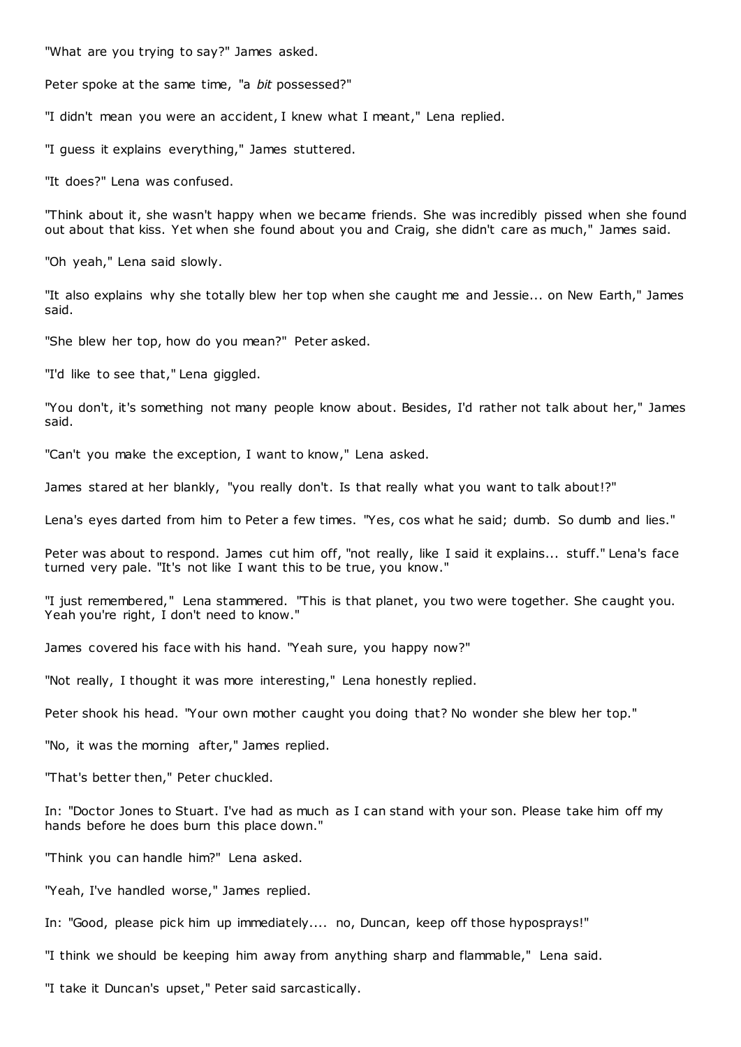"What are you trying to say?" James asked.

Peter spoke at the same time, "a *bit* possessed?"

"I didn't mean you were an accident, I knew what I meant," Lena replied.

"I guess it explains everything," James stuttered.

"It does?" Lena was confused.

"Think about it, she wasn't happy when we became friends. She was incredibly pissed when she found out about that kiss. Yet when she found about you and Craig, she didn't care as much," James said.

"Oh yeah," Lena said slowly.

"It also explains why she totally blew her top when she caught me and Jessie... on New Earth," James said.

"She blew her top, how do you mean?" Peter asked.

"I'd like to see that," Lena giggled.

"You don't, it's something not many people know about. Besides, I'd rather not talk about her," James said.

"Can't you make the exception, I want to know," Lena asked.

James stared at her blankly, "you really don't. Is that really what you want to talk about!?"

Lena's eyes darted from him to Peter a few times. "Yes, cos what he said; dumb. So dumb and lies."

Peter was about to respond. James cut him off, "not really, like I said it explains... stuff." Lena's face turned very pale. "It's not like I want this to be true, you know."

"I just remembered," Lena stammered. "This is that planet, you two were together. She caught you. Yeah you're right, I don't need to know."

James covered his face with his hand. "Yeah sure, you happy now?"

"Not really, I thought it was more interesting," Lena honestly replied.

Peter shook his head. "Your own mother caught you doing that? No wonder she blew her top."

"No, it was the morning after," James replied.

"That's better then," Peter chuckled.

In: "Doctor Jones to Stuart. I've had as much as I can stand with your son. Please take him off my hands before he does burn this place down."

"Think you can handle him?" Lena asked.

"Yeah, I've handled worse," James replied.

In: "Good, please pick him up immediately.... no, Duncan, keep off those hyposprays!"

"I think we should be keeping him away from anything sharp and flammable," Lena said.

"I take it Duncan's upset," Peter said sarcastically.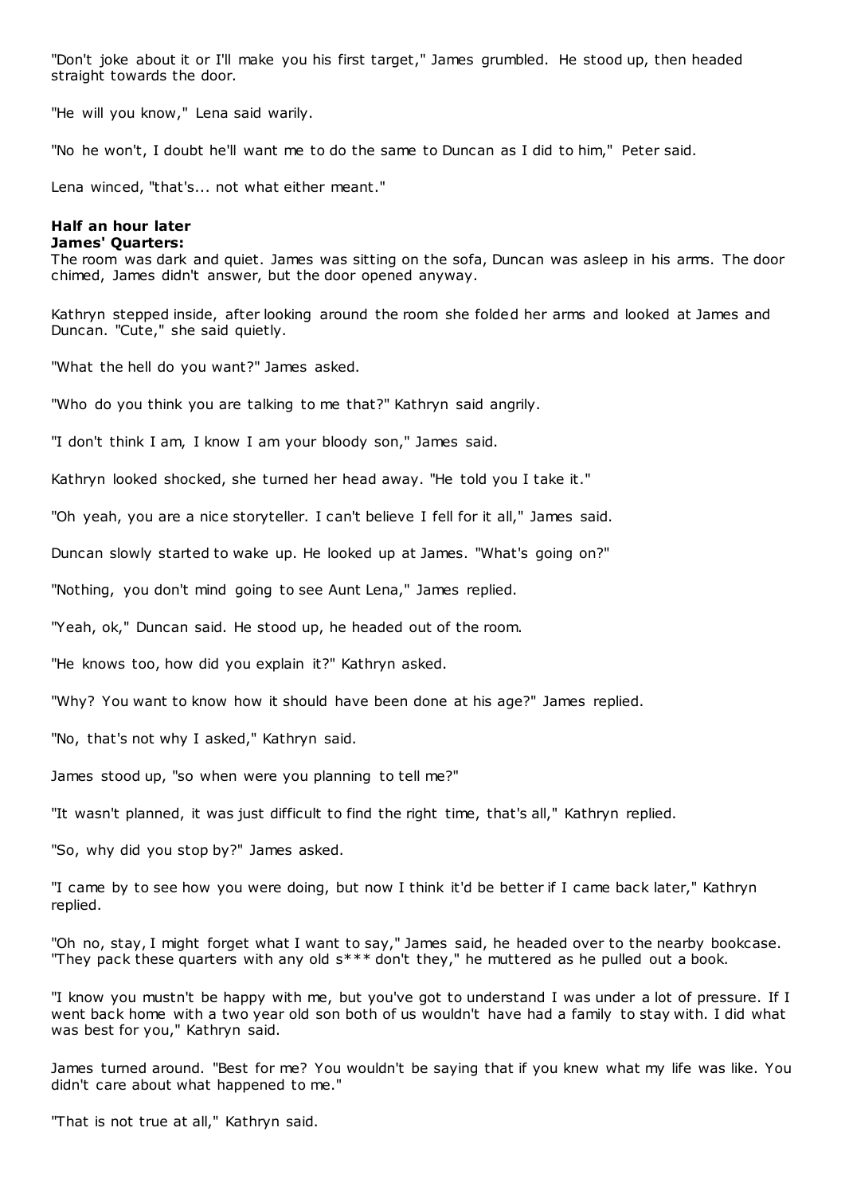"Don't joke about it or I'll make you his first target," James grumbled. He stood up, then headed straight towards the door.

"He will you know," Lena said warily.

"No he won't, I doubt he'll want me to do the same to Duncan as I did to him," Peter said.

Lena winced, "that's... not what either meant."

**Half an hour later**
**James' Quarters:**
The room was dark and quiet. James was sitting on the sofa, Duncan was asleep in his arms. The door chimed, James didn't answer, but the door opened anyway.

Kathryn stepped inside, after looking around the room she folded her arms and looked at James and Duncan. "Cute," she said quietly.

"What the hell do you want?" James asked.

"Who do you think you are talking to me that?" Kathryn said angrily.

"I don't think I am, I know I am your bloody son," James said.

Kathryn looked shocked, she turned her head away. "He told you I take it."

"Oh yeah, you are a nice storyteller. I can't believe I fell for it all," James said.

Duncan slowly started to wake up. He looked up at James. "What's going on?"

"Nothing, you don't mind going to see Aunt Lena," James replied.

"Yeah, ok," Duncan said. He stood up, he headed out of the room.

"He knows too, how did you explain it?" Kathryn asked.

"Why? You want to know how it should have been done at his age?" James replied.

"No, that's not why I asked," Kathryn said.

James stood up, "so when were you planning to tell me?"

"It wasn't planned, it was just difficult to find the right time, that's all," Kathryn replied.

"So, why did you stop by?" James asked.

"I came by to see how you were doing, but now I think it'd be better if I came back later," Kathryn replied.

"Oh no, stay, I might forget what I want to say," James said, he headed over to the nearby bookcase. "They pack these quarters with any old s*** don't they," he muttered as he pulled out a book.

"I know you mustn't be happy with me, but you've got to understand I was under a lot of pressure. If I went back home with a two year old son both of us wouldn't have had a family to stay with. I did what was best for you," Kathryn said.

James turned around. "Best for me? You wouldn't be saying that if you knew what my life was like. You didn't care about what happened to me."

"That is not true at all," Kathryn said.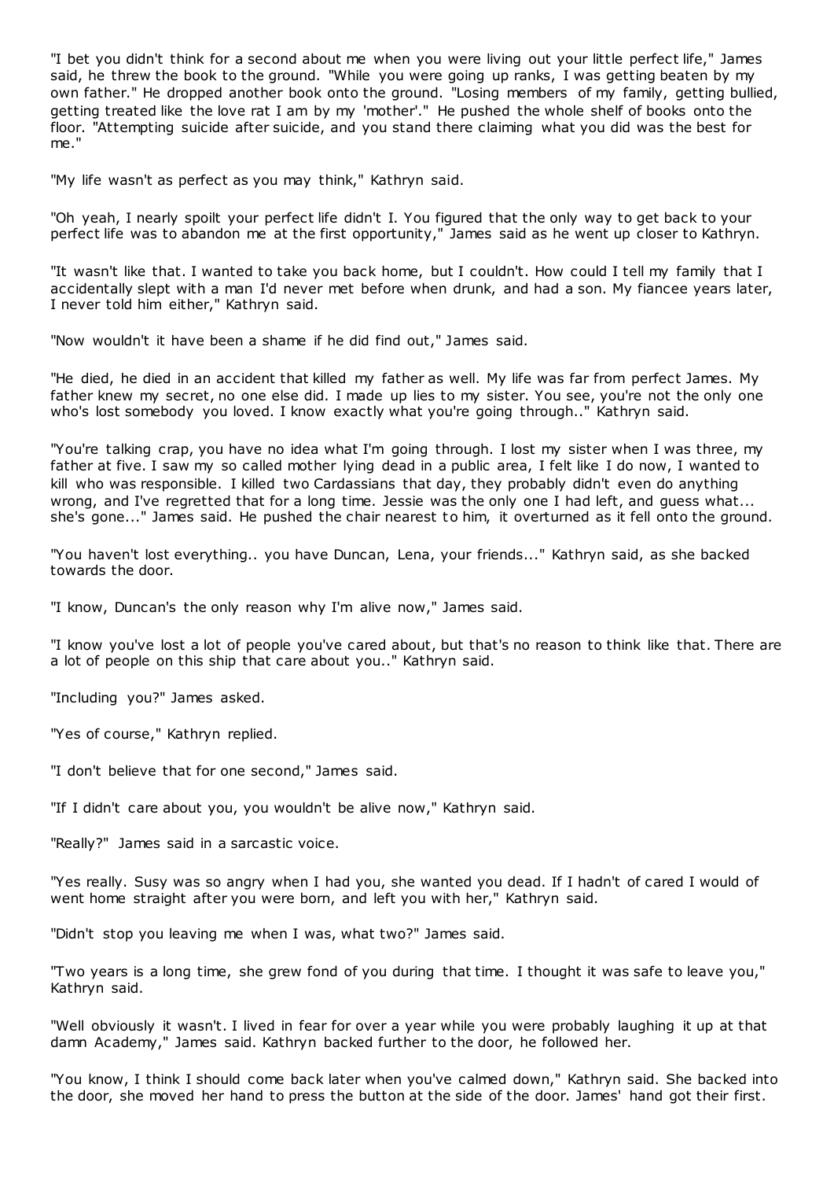"I bet you didn't think for a second about me when you were living out your little perfect life," James said, he threw the book to the ground. "While you were going up ranks, I was getting beaten by my own father." He dropped another book onto the ground. "Losing members of my family, getting bullied, getting treated like the love rat I am by my 'mother'." He pushed the whole shelf of books onto the floor. "Attempting suicide after suicide, and you stand there claiming what you did was the best for me."

"My life wasn't as perfect as you may think," Kathryn said.

"Oh yeah, I nearly spoilt your perfect life didn't I. You figured that the only way to get back to your perfect life was to abandon me at the first opportunity," James said as he went up closer to Kathryn.

"It wasn't like that. I wanted to take you back home, but I couldn't. How could I tell my family that I accidentally slept with a man I'd never met before when drunk, and had a son. My fiancee years later, I never told him either," Kathryn said.

"Now wouldn't it have been a shame if he did find out," James said.

"He died, he died in an accident that killed my father as well. My life was far from perfect James. My father knew my secret, no one else did. I made up lies to my sister. You see, you're not the only one who's lost somebody you loved. I know exactly what you're going through.." Kathryn said.

"You're talking crap, you have no idea what I'm going through. I lost my sister when I was three, my father at five. I saw my so called mother lying dead in a public area, I felt like I do now, I wanted to kill who was responsible. I killed two Cardassians that day, they probably didn't even do anything wrong, and I've regretted that for a long time. Jessie was the only one I had left, and guess what... she's gone..." James said. He pushed the chair nearest to him, it overturned as it fell onto the ground.

"You haven't lost everything.. you have Duncan, Lena, your friends..." Kathryn said, as she backed towards the door.

"I know, Duncan's the only reason why I'm alive now," James said.

"I know you've lost a lot of people you've cared about, but that's no reason to think like that. There are a lot of people on this ship that care about you.." Kathryn said.

"Including you?" James asked.

"Yes of course," Kathryn replied.

"I don't believe that for one second," James said.

"If I didn't care about you, you wouldn't be alive now," Kathryn said.

"Really?" James said in a sarcastic voice.

"Yes really. Susy was so angry when I had you, she wanted you dead. If I hadn't of cared I would of went home straight after you were born, and left you with her," Kathryn said.

"Didn't stop you leaving me when I was, what two?" James said.

"Two years is a long time, she grew fond of you during that time. I thought it was safe to leave you," Kathryn said.

"Well obviously it wasn't. I lived in fear for over a year while you were probably laughing it up at that damn Academy," James said. Kathryn backed further to the door, he followed her.

"You know, I think I should come back later when you've calmed down," Kathryn said. She backed into the door, she moved her hand to press the button at the side of the door. James' hand got their first.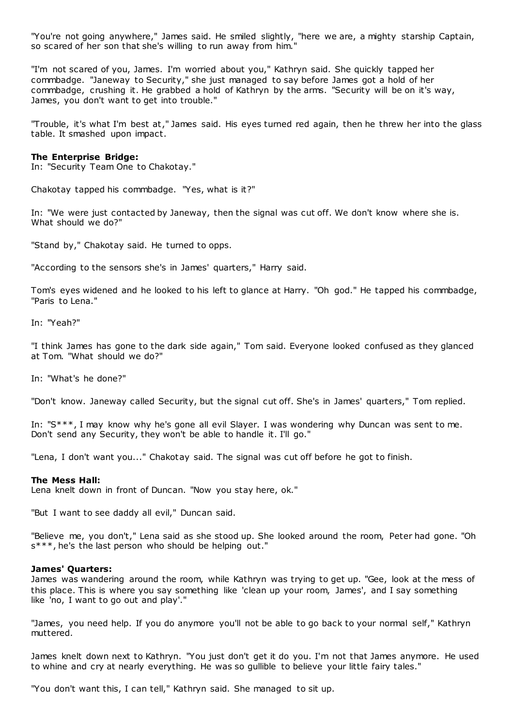"You're not going anywhere," James said. He smiled slightly, "here we are, a mighty starship Captain, so scared of her son that she's willing to run away from him."

"I'm not scared of you, James. I'm worried about you," Kathryn said. She quickly tapped her commbadge. "Janeway to Security," she just managed to say before James got a hold of her commbadge, crushing it. He grabbed a hold of Kathryn by the arms. "Security will be on it's way, James, you don't want to get into trouble."

"Trouble, it's what I'm best at," James said. His eyes turned red again, then he threw her into the glass table. It smashed upon impact.

**The Enterprise Bridge:**
In: "Security Team One to Chakotay."

Chakotay tapped his commbadge. "Yes, what is it?"

In: "We were just contacted by Janeway, then the signal was cut off. We don't know where she is. What should we do?"

"Stand by," Chakotay said. He turned to opps.

"According to the sensors she's in James' quarters," Harry said.

Tom's eyes widened and he looked to his left to glance at Harry. "Oh god." He tapped his commbadge, "Paris to Lena."

In: "Yeah?"

"I think James has gone to the dark side again," Tom said. Everyone looked confused as they glanced at Tom. "What should we do?"

In: "What's he done?"

"Don't know. Janeway called Security, but the signal cut off. She's in James' quarters," Tom replied.

In: "S***, I may know why he's gone all evil Slayer. I was wondering why Duncan was sent to me. Don't send any Security, they won't be able to handle it. I'll go."

"Lena, I don't want you..." Chakotay said. The signal was cut off before he got to finish.

**The Mess Hall:**
Lena knelt down in front of Duncan. "Now you stay here, ok."

"But I want to see daddy all evil," Duncan said.

"Believe me, you don't," Lena said as she stood up. She looked around the room, Peter had gone. "Oh s***, he's the last person who should be helping out."

**James' Quarters:**
James was wandering around the room, while Kathryn was trying to get up. "Gee, look at the mess of this place. This is where you say something like 'clean up your room, James', and I say something like 'no, I want to go out and play'."

"James, you need help. If you do anymore you'll not be able to go back to your normal self," Kathryn muttered.

James knelt down next to Kathryn. "You just don't get it do you. I'm not that James anymore. He used to whine and cry at nearly everything. He was so gullible to believe your little fairy tales."

"You don't want this, I can tell," Kathryn said. She managed to sit up.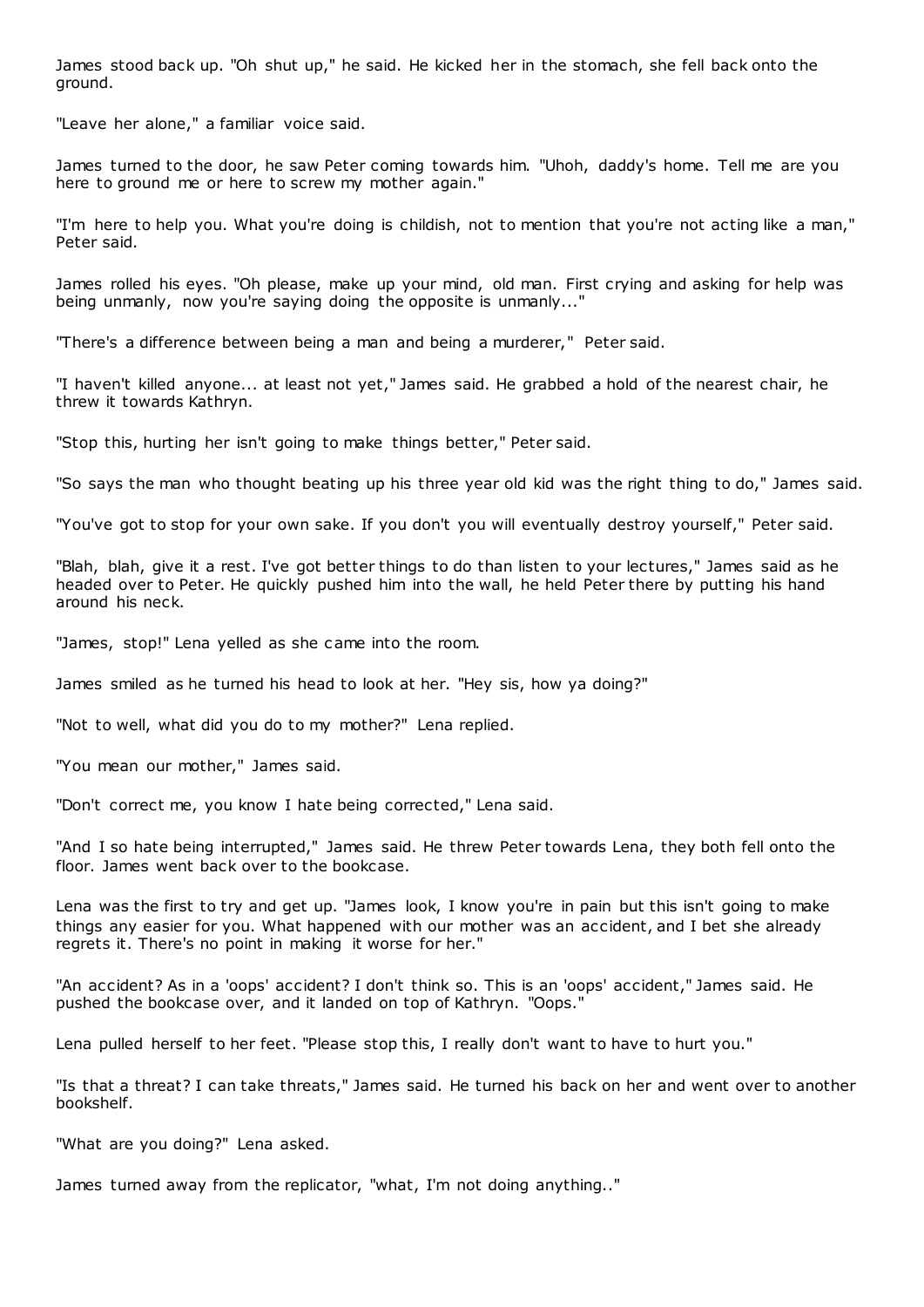James stood back up. "Oh shut up," he said. He kicked her in the stomach, she fell back onto the ground.

"Leave her alone," a familiar voice said.

James turned to the door, he saw Peter coming towards him. "Uhoh, daddy's home. Tell me are you here to ground me or here to screw my mother again."

"I'm here to help you. What you're doing is childish, not to mention that you're not acting like a man," Peter said.

James rolled his eyes. "Oh please, make up your mind, old man. First crying and asking for help was being unmanly, now you're saying doing the opposite is unmanly..."

"There's a difference between being a man and being a murderer," Peter said.

"I haven't killed anyone... at least not yet," James said. He grabbed a hold of the nearest chair, he threw it towards Kathryn.

"Stop this, hurting her isn't going to make things better," Peter said.

"So says the man who thought beating up his three year old kid was the right thing to do," James said.

"You've got to stop for your own sake. If you don't you will eventually destroy yourself," Peter said.

"Blah, blah, give it a rest. I've got better things to do than listen to your lectures," James said as he headed over to Peter. He quickly pushed him into the wall, he held Peter there by putting his hand around his neck.

"James, stop!" Lena yelled as she came into the room.

James smiled as he turned his head to look at her. "Hey sis, how ya doing?"

"Not to well, what did you do to my mother?" Lena replied.

"You mean our mother," James said.

"Don't correct me, you know I hate being corrected," Lena said.

"And I so hate being interrupted," James said. He threw Peter towards Lena, they both fell onto the floor. James went back over to the bookcase.

Lena was the first to try and get up. "James look, I know you're in pain but this isn't going to make things any easier for you. What happened with our mother was an accident, and I bet she already regrets it. There's no point in making it worse for her."

"An accident? As in a 'oops' accident? I don't think so. This is an 'oops' accident," James said. He pushed the bookcase over, and it landed on top of Kathryn. "Oops."

Lena pulled herself to her feet. "Please stop this, I really don't want to have to hurt you."

"Is that a threat? I can take threats," James said. He turned his back on her and went over to another bookshelf.

"What are you doing?" Lena asked.

James turned away from the replicator, "what, I'm not doing anything.."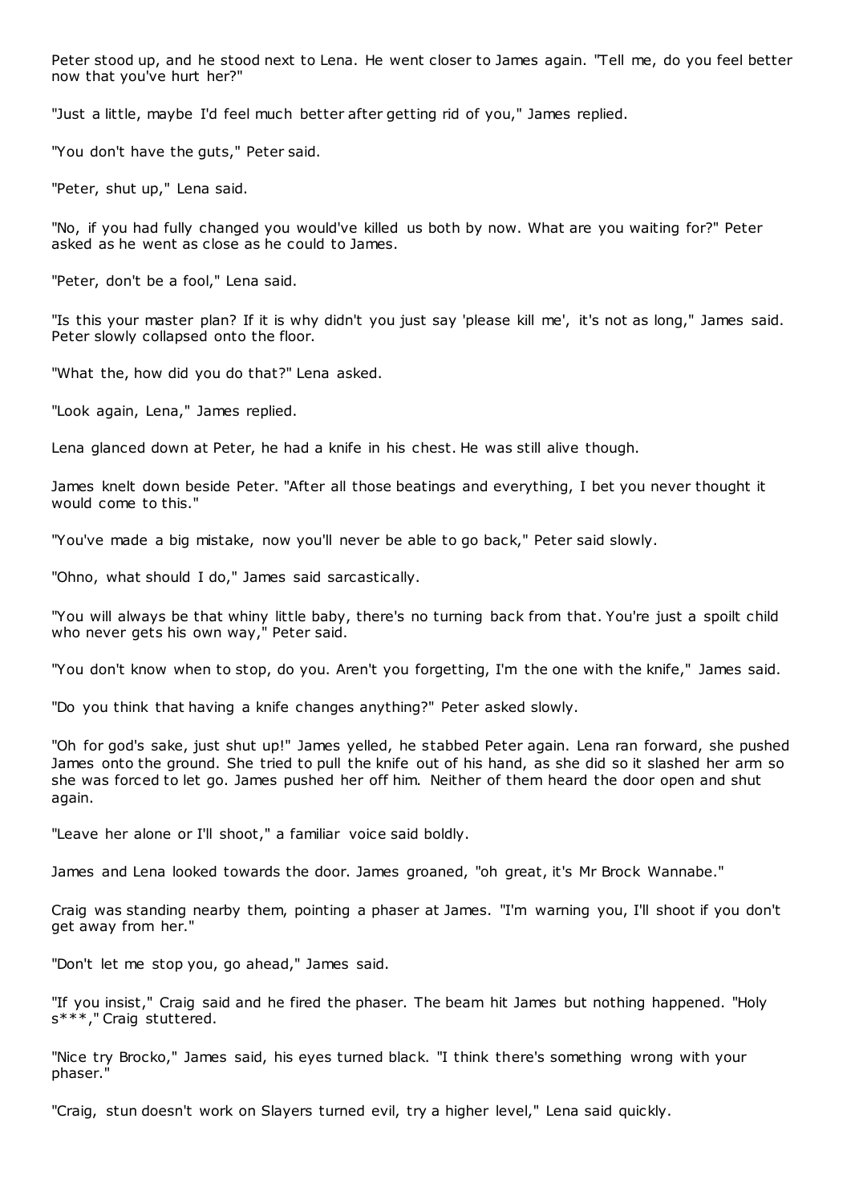Peter stood up, and he stood next to Lena. He went closer to James again. "Tell me, do you feel better now that you've hurt her?"

"Just a little, maybe I'd feel much better after getting rid of you," James replied.

"You don't have the guts," Peter said.

"Peter, shut up," Lena said.

"No, if you had fully changed you would've killed us both by now. What are you waiting for?" Peter asked as he went as close as he could to James.

"Peter, don't be a fool," Lena said.

"Is this your master plan? If it is why didn't you just say 'please kill me', it's not as long," James said. Peter slowly collapsed onto the floor.

"What the, how did you do that?" Lena asked.

"Look again, Lena," James replied.

Lena glanced down at Peter, he had a knife in his chest. He was still alive though.

James knelt down beside Peter. "After all those beatings and everything, I bet you never thought it would come to this."

"You've made a big mistake, now you'll never be able to go back," Peter said slowly.

"Ohno, what should I do," James said sarcastically.

"You will always be that whiny little baby, there's no turning back from that. You're just a spoilt child who never gets his own way," Peter said.

"You don't know when to stop, do you. Aren't you forgetting, I'm the one with the knife," James said.

"Do you think that having a knife changes anything?" Peter asked slowly.

"Oh for god's sake, just shut up!" James yelled, he stabbed Peter again. Lena ran forward, she pushed James onto the ground. She tried to pull the knife out of his hand, as she did so it slashed her arm so she was forced to let go. James pushed her off him. Neither of them heard the door open and shut again.

"Leave her alone or I'll shoot," a familiar voice said boldly.

James and Lena looked towards the door. James groaned, "oh great, it's Mr Brock Wannabe."

Craig was standing nearby them, pointing a phaser at James. "I'm warning you, I'll shoot if you don't get away from her."

"Don't let me stop you, go ahead," James said.

"If you insist," Craig said and he fired the phaser. The beam hit James but nothing happened. "Holy s***," Craig stuttered.

"Nice try Brocko," James said, his eyes turned black. "I think there's something wrong with your phaser."

"Craig, stun doesn't work on Slayers turned evil, try a higher level," Lena said quickly.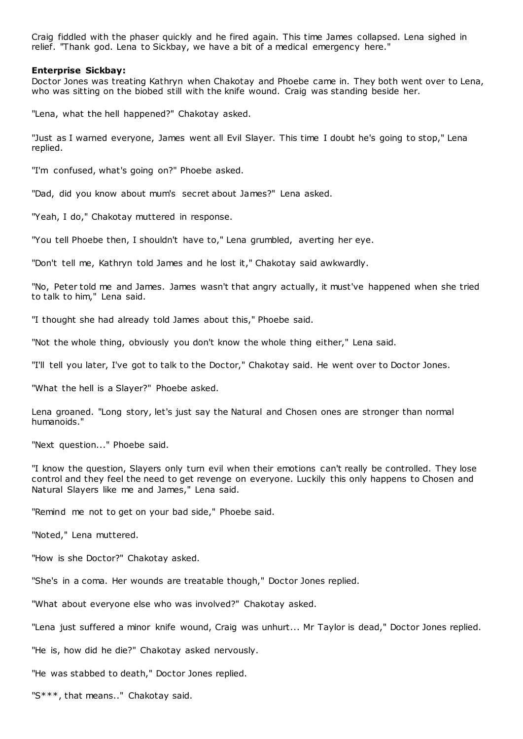Craig fiddled with the phaser quickly and he fired again. This time James collapsed. Lena sighed in relief. "Thank god. Lena to Sickbay, we have a bit of a medical emergency here."

**Enterprise Sickbay:**

Doctor Jones was treating Kathryn when Chakotay and Phoebe came in. They both went over to Lena, who was sitting on the biobed still with the knife wound. Craig was standing beside her.

"Lena, what the hell happened?" Chakotay asked.

"Just as I warned everyone, James went all Evil Slayer. This time I doubt he's going to stop," Lena replied.

"I'm confused, what's going on?" Phoebe asked.

"Dad, did you know about mum's secret about James?" Lena asked.

"Yeah, I do," Chakotay muttered in response.

"You tell Phoebe then, I shouldn't have to," Lena grumbled, averting her eye.

"Don't tell me, Kathryn told James and he lost it," Chakotay said awkwardly.

"No, Peter told me and James. James wasn't that angry actually, it must've happened when she tried to talk to him," Lena said.

"I thought she had already told James about this," Phoebe said.

"Not the whole thing, obviously you don't know the whole thing either," Lena said.

"I'll tell you later, I've got to talk to the Doctor," Chakotay said. He went over to Doctor Jones.

"What the hell is a Slayer?" Phoebe asked.

Lena groaned. "Long story, let's just say the Natural and Chosen ones are stronger than normal humanoids."

"Next question..." Phoebe said.

"I know the question, Slayers only turn evil when their emotions can't really be controlled. They lose control and they feel the need to get revenge on everyone. Luckily this only happens to Chosen and Natural Slayers like me and James," Lena said.

"Remind me not to get on your bad side," Phoebe said.

"Noted," Lena muttered.

"How is she Doctor?" Chakotay asked.

"She's in a coma. Her wounds are treatable though," Doctor Jones replied.

"What about everyone else who was involved?" Chakotay asked.

"Lena just suffered a minor knife wound, Craig was unhurt... Mr Taylor is dead," Doctor Jones replied.

"He is, how did he die?" Chakotay asked nervously.

"He was stabbed to death," Doctor Jones replied.

"S***, that means.." Chakotay said.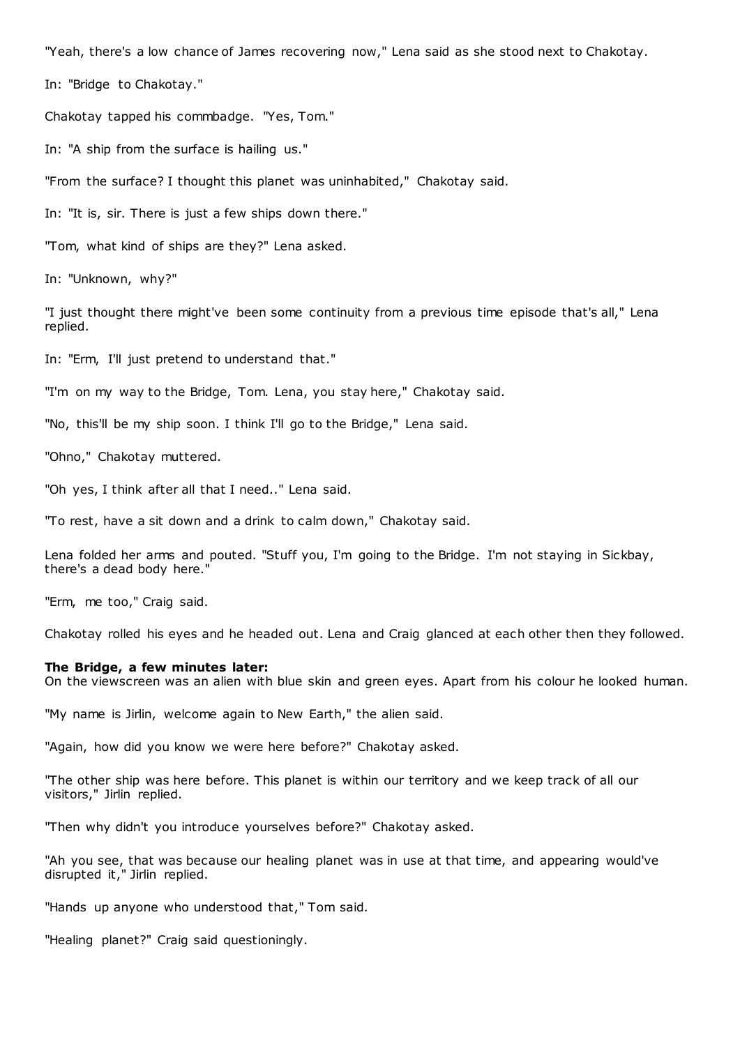"Yeah, there's a low chance of James recovering now," Lena said as she stood next to Chakotay.

In: "Bridge to Chakotay."

Chakotay tapped his commbadge. "Yes, Tom."

In: "A ship from the surface is hailing us."

"From the surface? I thought this planet was uninhabited," Chakotay said.

In: "It is, sir. There is just a few ships down there."

"Tom, what kind of ships are they?" Lena asked.

In: "Unknown, why?"

"I just thought there might've been some continuity from a previous time episode that's all," Lena replied.

In: "Erm, I'll just pretend to understand that."

"I'm on my way to the Bridge, Tom. Lena, you stay here," Chakotay said.

"No, this'll be my ship soon. I think I'll go to the Bridge," Lena said.

"Ohno," Chakotay muttered.

"Oh yes, I think after all that I need.." Lena said.

"To rest, have a sit down and a drink to calm down," Chakotay said.

Lena folded her arms and pouted. "Stuff you, I'm going to the Bridge. I'm not staying in Sickbay, there's a dead body here."

"Erm, me too," Craig said.

Chakotay rolled his eyes and he headed out. Lena and Craig glanced at each other then they followed.

**The Bridge, a few minutes later:**
On the viewscreen was an alien with blue skin and green eyes. Apart from his colour he looked human.

"My name is Jirlin, welcome again to New Earth," the alien said.

"Again, how did you know we were here before?" Chakotay asked.

"The other ship was here before. This planet is within our territory and we keep track of all our visitors," Jirlin replied.

"Then why didn't you introduce yourselves before?" Chakotay asked.

"Ah you see, that was because our healing planet was in use at that time, and appearing would've disrupted it," Jirlin replied.

"Hands up anyone who understood that," Tom said.

"Healing planet?" Craig said questioningly.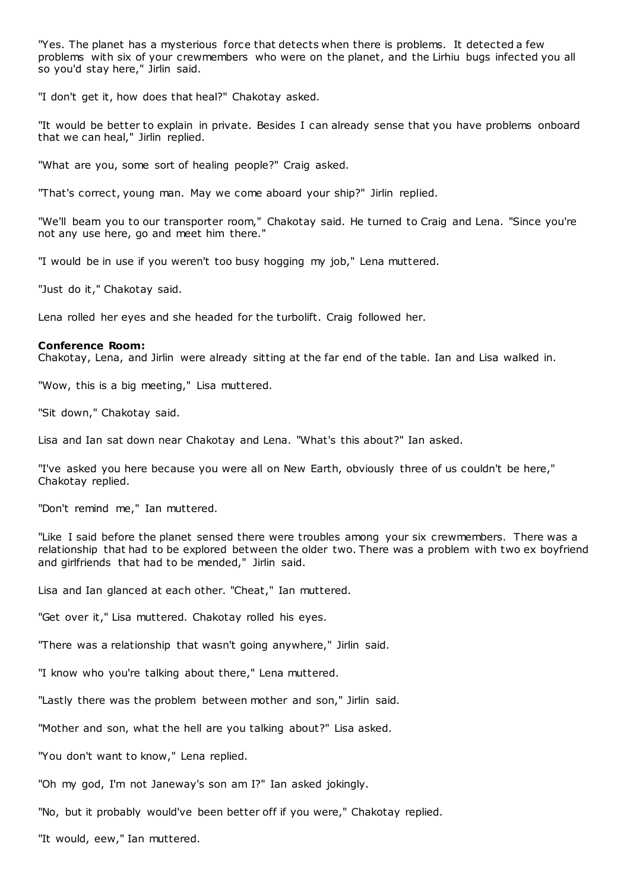"Yes. The planet has a mysterious force that detects when there is problems. It detected a few problems with six of your crewmembers who were on the planet, and the Lirhiu bugs infected you all so you'd stay here," Jirlin said.

"I don't get it, how does that heal?" Chakotay asked.

"It would be better to explain in private. Besides I can already sense that you have problems onboard that we can heal," Jirlin replied.

"What are you, some sort of healing people?" Craig asked.

"That's correct, young man. May we come aboard your ship?" Jirlin replied.

"We'll beam you to our transporter room," Chakotay said. He turned to Craig and Lena. "Since you're not any use here, go and meet him there."

"I would be in use if you weren't too busy hogging my job," Lena muttered.

"Just do it," Chakotay said.

Lena rolled her eyes and she headed for the turbolift. Craig followed her.

**Conference Room:**
Chakotay, Lena, and Jirlin were already sitting at the far end of the table. Ian and Lisa walked in.

"Wow, this is a big meeting," Lisa muttered.

"Sit down," Chakotay said.

Lisa and Ian sat down near Chakotay and Lena. "What's this about?" Ian asked.

"I've asked you here because you were all on New Earth, obviously three of us couldn't be here," Chakotay replied.

"Don't remind me," Ian muttered.

"Like I said before the planet sensed there were troubles among your six crewmembers. There was a relationship that had to be explored between the older two. There was a problem with two ex boyfriend and girlfriends that had to be mended," Jirlin said.

Lisa and Ian glanced at each other. "Cheat," Ian muttered.

"Get over it," Lisa muttered. Chakotay rolled his eyes.

"There was a relationship that wasn't going anywhere," Jirlin said.

"I know who you're talking about there," Lena muttered.

"Lastly there was the problem between mother and son," Jirlin said.

"Mother and son, what the hell are you talking about?" Lisa asked.

"You don't want to know," Lena replied.

"Oh my god, I'm not Janeway's son am I?" Ian asked jokingly.

"No, but it probably would've been better off if you were," Chakotay replied.

"It would, eew," Ian muttered.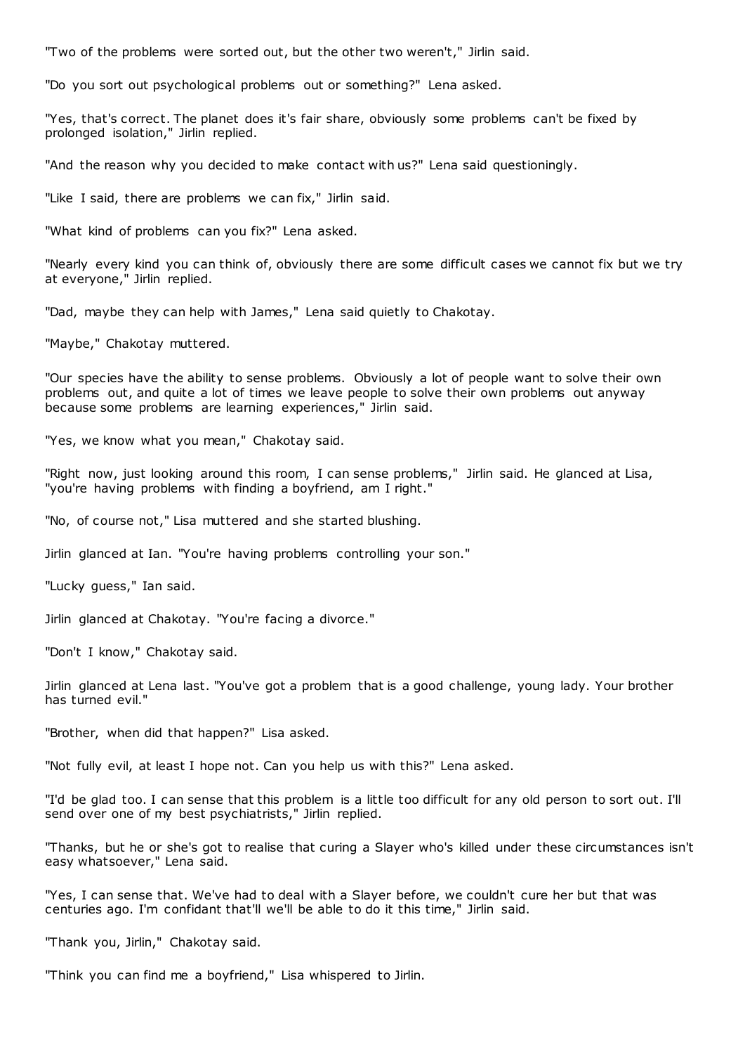"Two of the problems were sorted out, but the other two weren't," Jirlin said.

"Do you sort out psychological problems out or something?" Lena asked.

"Yes, that's correct. The planet does it's fair share, obviously some problems can't be fixed by prolonged isolation," Jirlin replied.

"And the reason why you decided to make contact with us?" Lena said questioningly.

"Like I said, there are problems we can fix," Jirlin said.

"What kind of problems can you fix?" Lena asked.

"Nearly every kind you can think of, obviously there are some difficult cases we cannot fix but we try at everyone," Jirlin replied.

"Dad, maybe they can help with James," Lena said quietly to Chakotay.

"Maybe," Chakotay muttered.

"Our species have the ability to sense problems. Obviously a lot of people want to solve their own problems out, and quite a lot of times we leave people to solve their own problems out anyway because some problems are learning experiences," Jirlin said.

"Yes, we know what you mean," Chakotay said.

"Right now, just looking around this room, I can sense problems," Jirlin said. He glanced at Lisa, "you're having problems with finding a boyfriend, am I right."

"No, of course not," Lisa muttered and she started blushing.

Jirlin glanced at Ian. "You're having problems controlling your son."

"Lucky guess," Ian said.

Jirlin glanced at Chakotay. "You're facing a divorce."

"Don't I know," Chakotay said.

Jirlin glanced at Lena last. "You've got a problem that is a good challenge, young lady. Your brother has turned evil."

"Brother, when did that happen?" Lisa asked.

"Not fully evil, at least I hope not. Can you help us with this?" Lena asked.

"I'd be glad too. I can sense that this problem is a little too difficult for any old person to sort out. I'll send over one of my best psychiatrists," Jirlin replied.

"Thanks, but he or she's got to realise that curing a Slayer who's killed under these circumstances isn't easy whatsoever," Lena said.

"Yes, I can sense that. We've had to deal with a Slayer before, we couldn't cure her but that was centuries ago. I'm confidant that'll we'll be able to do it this time," Jirlin said.

"Thank you, Jirlin," Chakotay said.

"Think you can find me a boyfriend," Lisa whispered to Jirlin.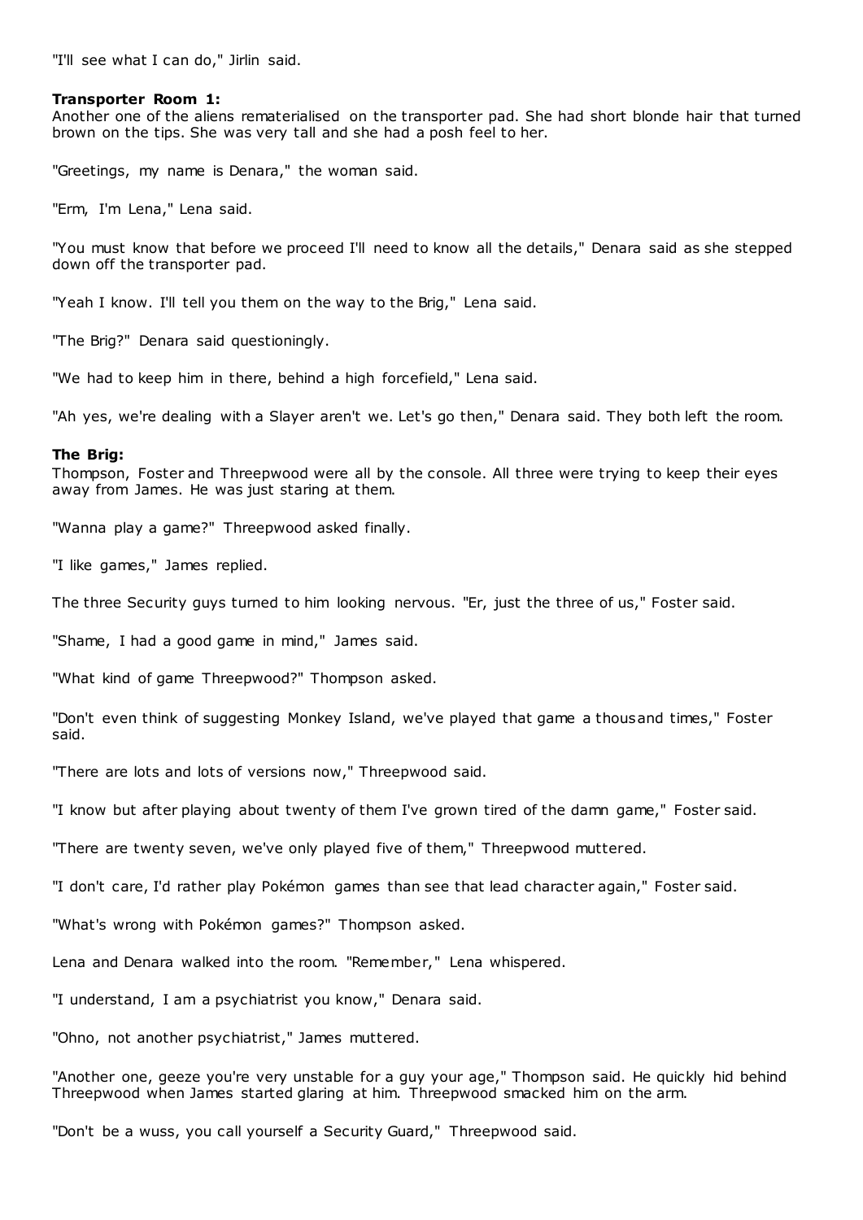"I'll see what I can do," Jirlin said.

**Transporter Room 1:**
Another one of the aliens rematerialised on the transporter pad. She had short blonde hair that turned brown on the tips. She was very tall and she had a posh feel to her.

"Greetings, my name is Denara," the woman said.

"Erm, I'm Lena," Lena said.

"You must know that before we proceed I'll need to know all the details," Denara said as she stepped down off the transporter pad.

"Yeah I know. I'll tell you them on the way to the Brig," Lena said.

"The Brig?" Denara said questioningly.

"We had to keep him in there, behind a high forcefield," Lena said.

"Ah yes, we're dealing with a Slayer aren't we. Let's go then," Denara said. They both left the room.

**The Brig:**
Thompson, Foster and Threepwood were all by the console. All three were trying to keep their eyes away from James. He was just staring at them.

"Wanna play a game?" Threepwood asked finally.

"I like games," James replied.

The three Security guys turned to him looking nervous. "Er, just the three of us," Foster said.

"Shame, I had a good game in mind," James said.

"What kind of game Threepwood?" Thompson asked.

"Don't even think of suggesting Monkey Island, we've played that game a thousand times," Foster said.

"There are lots and lots of versions now," Threepwood said.

"I know but after playing about twenty of them I've grown tired of the damn game," Foster said.

"There are twenty seven, we've only played five of them," Threepwood muttered.

"I don't care, I'd rather play Pokémon games than see that lead character again," Foster said.

"What's wrong with Pokémon games?" Thompson asked.

Lena and Denara walked into the room. "Remember," Lena whispered.

"I understand, I am a psychiatrist you know," Denara said.

"Ohno, not another psychiatrist," James muttered.

"Another one, geeze you're very unstable for a guy your age," Thompson said. He quickly hid behind Threepwood when James started glaring at him. Threepwood smacked him on the arm.

"Don't be a wuss, you call yourself a Security Guard," Threepwood said.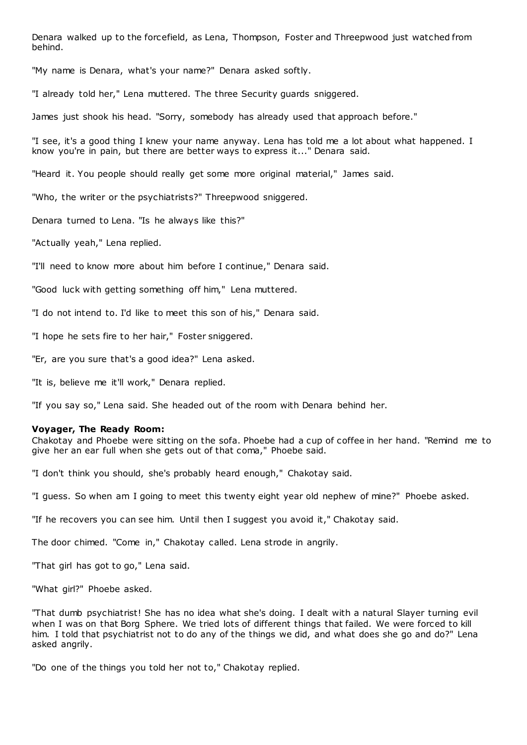Denara walked up to the forcefield, as Lena, Thompson, Foster and Threepwood just watched from behind.

"My name is Denara, what's your name?" Denara asked softly.

"I already told her," Lena muttered. The three Security guards sniggered.

James just shook his head. "Sorry, somebody has already used that approach before."

"I see, it's a good thing I knew your name anyway. Lena has told me a lot about what happened. I know you're in pain, but there are better ways to express it..." Denara said.

"Heard it. You people should really get some more original material," James said.

"Who, the writer or the psychiatrists?" Threepwood sniggered.

Denara turned to Lena. "Is he always like this?"

"Actually yeah," Lena replied.

"I'll need to know more about him before I continue," Denara said.

"Good luck with getting something off him," Lena muttered.

"I do not intend to. I'd like to meet this son of his," Denara said.

"I hope he sets fire to her hair," Foster sniggered.

"Er, are you sure that's a good idea?" Lena asked.

"It is, believe me it'll work," Denara replied.

"If you say so," Lena said. She headed out of the room with Denara behind her.

**Voyager, The Ready Room:**
Chakotay and Phoebe were sitting on the sofa. Phoebe had a cup of coffee in her hand. "Remind me to give her an ear full when she gets out of that coma," Phoebe said.

"I don't think you should, she's probably heard enough," Chakotay said.

"I guess. So when am I going to meet this twenty eight year old nephew of mine?" Phoebe asked.

"If he recovers you can see him. Until then I suggest you avoid it," Chakotay said.

The door chimed. "Come in," Chakotay called. Lena strode in angrily.

"That girl has got to go," Lena said.

"What girl?" Phoebe asked.

"That dumb psychiatrist! She has no idea what she's doing. I dealt with a natural Slayer turning evil when I was on that Borg Sphere. We tried lots of different things that failed. We were forced to kill him. I told that psychiatrist not to do any of the things we did, and what does she go and do?" Lena asked angrily.

"Do one of the things you told her not to," Chakotay replied.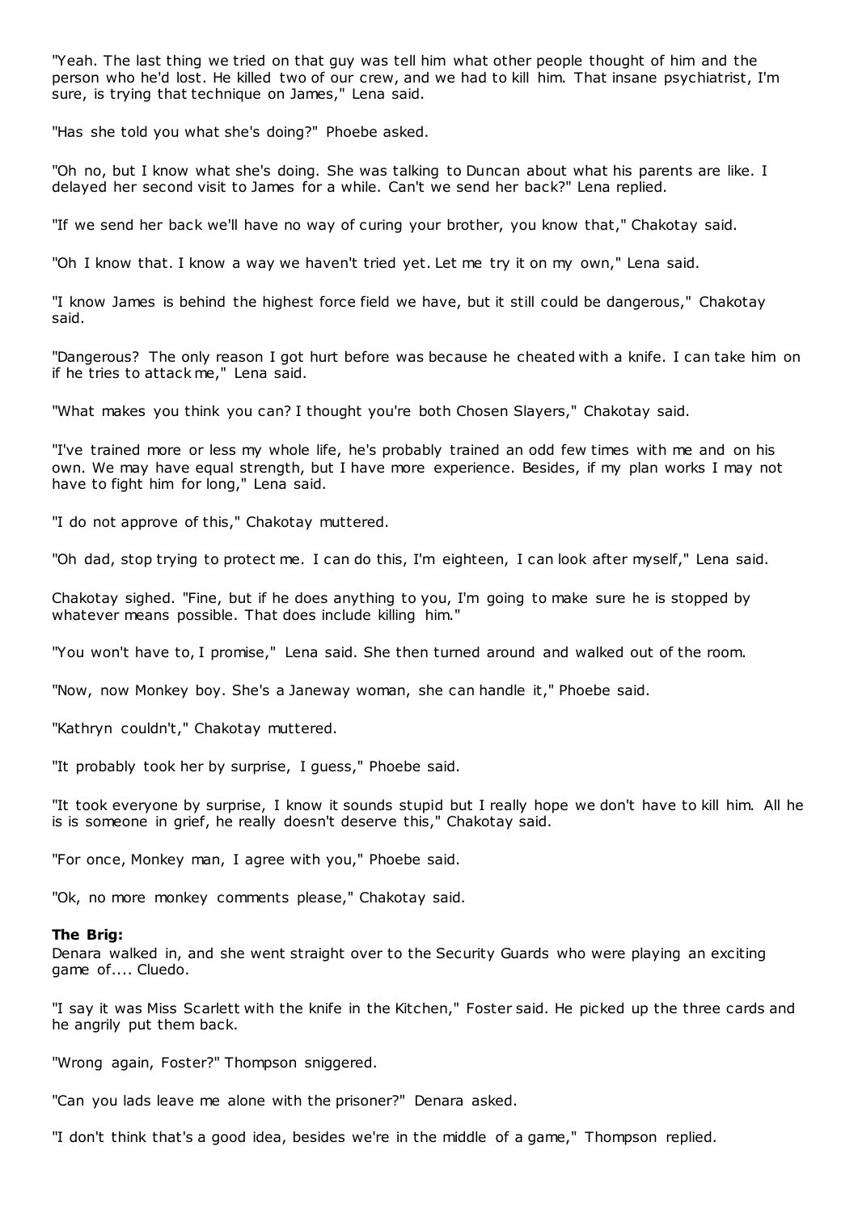"Yeah. The last thing we tried on that guy was tell him what other people thought of him and the person who he'd lost. He killed two of our crew, and we had to kill him. That insane psychiatrist, I'm sure, is trying that technique on James," Lena said.

"Has she told you what she's doing?" Phoebe asked.

"Oh no, but I know what she's doing. She was talking to Duncan about what his parents are like. I delayed her second visit to James for a while. Can't we send her back?" Lena replied.

"If we send her back we'll have no way of curing your brother, you know that," Chakotay said.

"Oh I know that. I know a way we haven't tried yet. Let me try it on my own," Lena said.

"I know James is behind the highest force field we have, but it still could be dangerous," Chakotay said.

"Dangerous? The only reason I got hurt before was because he cheated with a knife. I can take him on if he tries to attack me," Lena said.

"What makes you think you can? I thought you're both Chosen Slayers," Chakotay said.

"I've trained more or less my whole life, he's probably trained an odd few times with me and on his own. We may have equal strength, but I have more experience. Besides, if my plan works I may not have to fight him for long," Lena said.

"I do not approve of this," Chakotay muttered.

"Oh dad, stop trying to protect me. I can do this, I'm eighteen, I can look after myself," Lena said.

Chakotay sighed. "Fine, but if he does anything to you, I'm going to make sure he is stopped by whatever means possible. That does include killing him."

"You won't have to, I promise," Lena said. She then turned around and walked out of the room.

"Now, now Monkey boy. She's a Janeway woman, she can handle it," Phoebe said.

"Kathryn couldn't," Chakotay muttered.

"It probably took her by surprise, I guess," Phoebe said.

"It took everyone by surprise, I know it sounds stupid but I really hope we don't have to kill him. All he is is someone in grief, he really doesn't deserve this," Chakotay said.

"For once, Monkey man, I agree with you," Phoebe said.

"Ok, no more monkey comments please," Chakotay said.

**The Brig:**
Denara walked in, and she went straight over to the Security Guards who were playing an exciting game of.... Cluedo.

"I say it was Miss Scarlett with the knife in the Kitchen," Foster said. He picked up the three cards and he angrily put them back.

"Wrong again, Foster?" Thompson sniggered.

"Can you lads leave me alone with the prisoner?" Denara asked.

"I don't think that's a good idea, besides we're in the middle of a game," Thompson replied.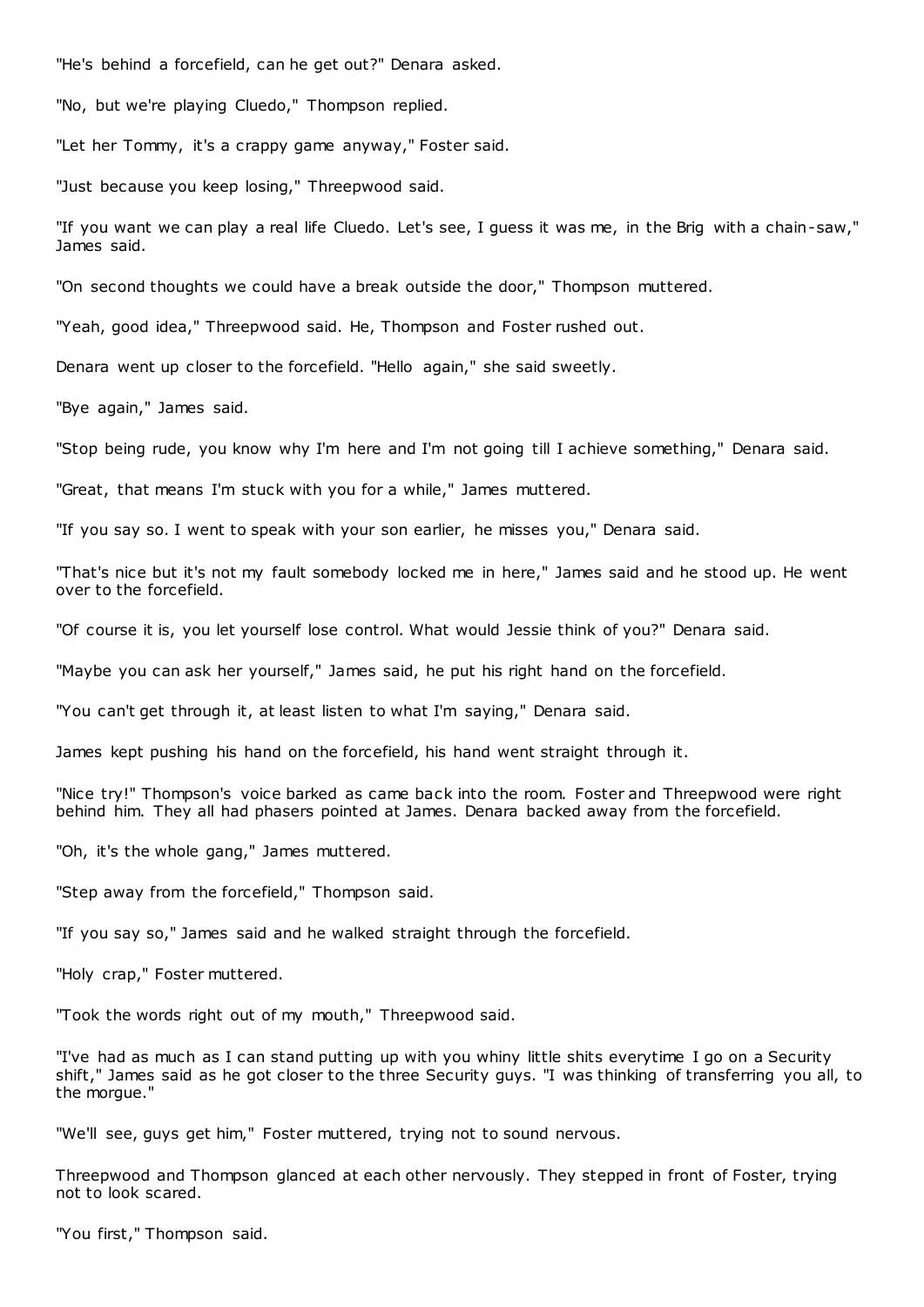"He's behind a forcefield, can he get out?" Denara asked.

"No, but we're playing Cluedo," Thompson replied.

"Let her Tommy, it's a crappy game anyway," Foster said.

"Just because you keep losing," Threepwood said.

"If you want we can play a real life Cluedo. Let's see, I guess it was me, in the Brig with a chain-saw," James said.

"On second thoughts we could have a break outside the door," Thompson muttered.

"Yeah, good idea," Threepwood said. He, Thompson and Foster rushed out.

Denara went up closer to the forcefield. "Hello again," she said sweetly.

"Bye again," James said.

"Stop being rude, you know why I'm here and I'm not going till I achieve something," Denara said.

"Great, that means I'm stuck with you for a while," James muttered.

"If you say so. I went to speak with your son earlier, he misses you," Denara said.

"That's nice but it's not my fault somebody locked me in here," James said and he stood up. He went over to the forcefield.

"Of course it is, you let yourself lose control. What would Jessie think of you?" Denara said.

"Maybe you can ask her yourself," James said, he put his right hand on the forcefield.

"You can't get through it, at least listen to what I'm saying," Denara said.

James kept pushing his hand on the forcefield, his hand went straight through it.

"Nice try!" Thompson's voice barked as came back into the room. Foster and Threepwood were right behind him. They all had phasers pointed at James. Denara backed away from the forcefield.

"Oh, it's the whole gang," James muttered.

"Step away from the forcefield," Thompson said.

"If you say so," James said and he walked straight through the forcefield.

"Holy crap," Foster muttered.

"Took the words right out of my mouth," Threepwood said.

"I've had as much as I can stand putting up with you whiny little shits everytime I go on a Security shift," James said as he got closer to the three Security guys. "I was thinking of transferring you all, to the morgue."

"We'll see, guys get him," Foster muttered, trying not to sound nervous.

Threepwood and Thompson glanced at each other nervously. They stepped in front of Foster, trying not to look scared.

"You first," Thompson said.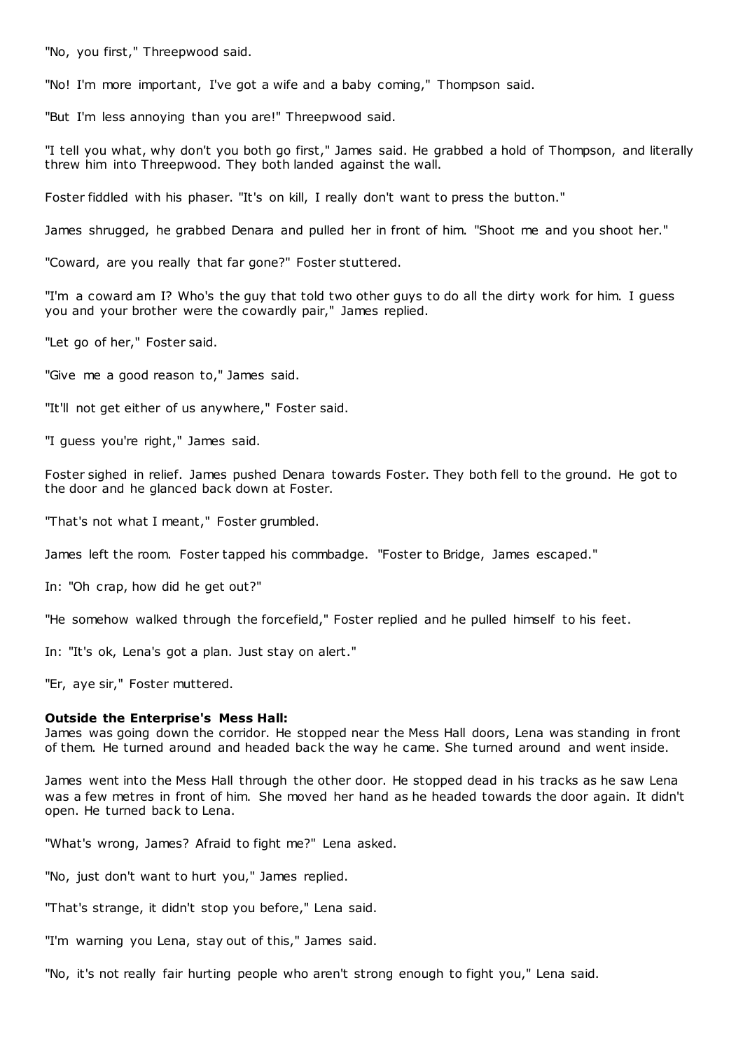"No, you first," Threepwood said.

"No! I'm more important, I've got a wife and a baby coming," Thompson said.

"But I'm less annoying than you are!" Threepwood said.

"I tell you what, why don't you both go first," James said. He grabbed a hold of Thompson, and literally threw him into Threepwood. They both landed against the wall.

Foster fiddled with his phaser. "It's on kill, I really don't want to press the button."

James shrugged, he grabbed Denara and pulled her in front of him. "Shoot me and you shoot her."

"Coward, are you really that far gone?" Foster stuttered.

"I'm a coward am I? Who's the guy that told two other guys to do all the dirty work for him. I guess you and your brother were the cowardly pair," James replied.

"Let go of her," Foster said.

"Give me a good reason to," James said.

"It'll not get either of us anywhere," Foster said.

"I guess you're right," James said.

Foster sighed in relief. James pushed Denara towards Foster. They both fell to the ground. He got to the door and he glanced back down at Foster.

"That's not what I meant," Foster grumbled.

James left the room. Foster tapped his commbadge. "Foster to Bridge, James escaped."

In: "Oh crap, how did he get out?"

"He somehow walked through the forcefield," Foster replied and he pulled himself to his feet.

In: "It's ok, Lena's got a plan. Just stay on alert."

"Er, aye sir," Foster muttered.

**Outside the Enterprise's Mess Hall:**
James was going down the corridor. He stopped near the Mess Hall doors, Lena was standing in front of them. He turned around and headed back the way he came. She turned around and went inside.

James went into the Mess Hall through the other door. He stopped dead in his tracks as he saw Lena was a few metres in front of him. She moved her hand as he headed towards the door again. It didn't open. He turned back to Lena.

"What's wrong, James? Afraid to fight me?" Lena asked.

"No, just don't want to hurt you," James replied.

"That's strange, it didn't stop you before," Lena said.

"I'm warning you Lena, stay out of this," James said.

"No, it's not really fair hurting people who aren't strong enough to fight you," Lena said.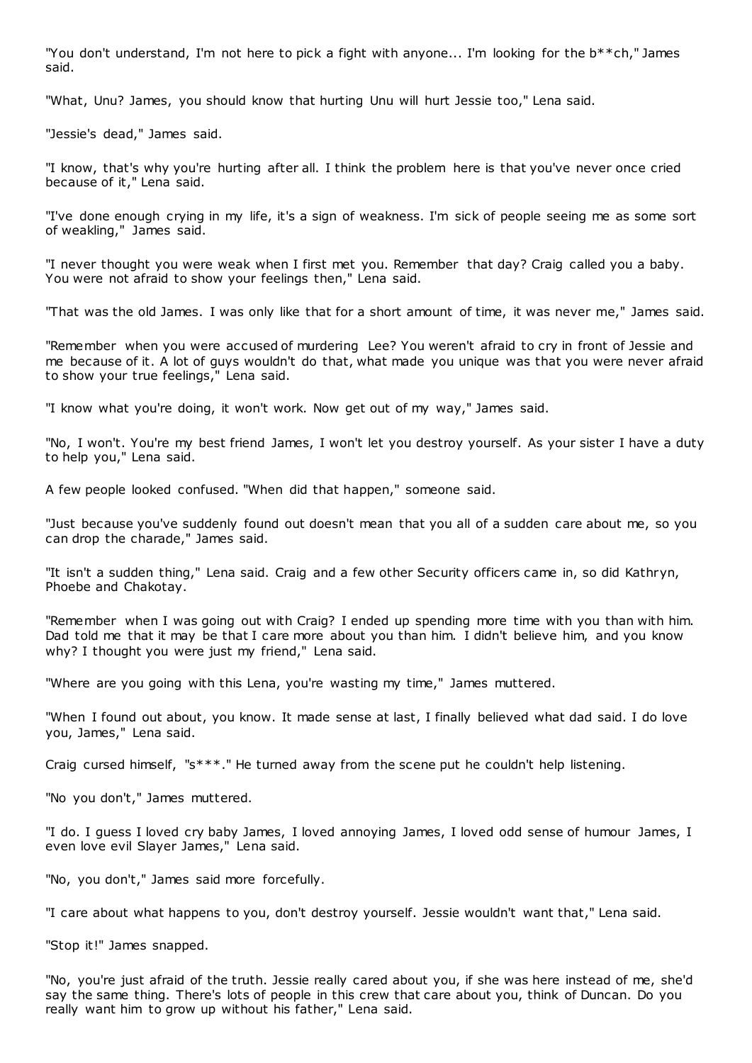"You don't understand, I'm not here to pick a fight with anyone... I'm looking for the b**ch," James said.

"What, Unu? James, you should know that hurting Unu will hurt Jessie too," Lena said.

"Jessie's dead," James said.

"I know, that's why you're hurting after all. I think the problem here is that you've never once cried because of it," Lena said.

"I've done enough crying in my life, it's a sign of weakness. I'm sick of people seeing me as some sort of weakling," James said.

"I never thought you were weak when I first met you. Remember that day? Craig called you a baby. You were not afraid to show your feelings then," Lena said.

"That was the old James. I was only like that for a short amount of time, it was never me," James said.

"Remember when you were accused of murdering Lee? You weren't afraid to cry in front of Jessie and me because of it. A lot of guys wouldn't do that, what made you unique was that you were never afraid to show your true feelings," Lena said.

"I know what you're doing, it won't work. Now get out of my way," James said.

"No, I won't. You're my best friend James, I won't let you destroy yourself. As your sister I have a duty to help you," Lena said.

A few people looked confused. "When did that happen," someone said.

"Just because you've suddenly found out doesn't mean that you all of a sudden care about me, so you can drop the charade," James said.

"It isn't a sudden thing," Lena said. Craig and a few other Security officers came in, so did Kathryn, Phoebe and Chakotay.

"Remember when I was going out with Craig? I ended up spending more time with you than with him. Dad told me that it may be that I care more about you than him. I didn't believe him, and you know why? I thought you were just my friend," Lena said.

"Where are you going with this Lena, you're wasting my time," James muttered.

"When I found out about, you know. It made sense at last, I finally believed what dad said. I do love you, James," Lena said.

Craig cursed himself, "s***." He turned away from the scene put he couldn't help listening.

"No you don't," James muttered.

"I do. I guess I loved cry baby James, I loved annoying James, I loved odd sense of humour James, I even love evil Slayer James," Lena said.

"No, you don't," James said more forcefully.

"I care about what happens to you, don't destroy yourself. Jessie wouldn't want that," Lena said.

"Stop it!" James snapped.

"No, you're just afraid of the truth. Jessie really cared about you, if she was here instead of me, she'd say the same thing. There's lots of people in this crew that care about you, think of Duncan. Do you really want him to grow up without his father," Lena said.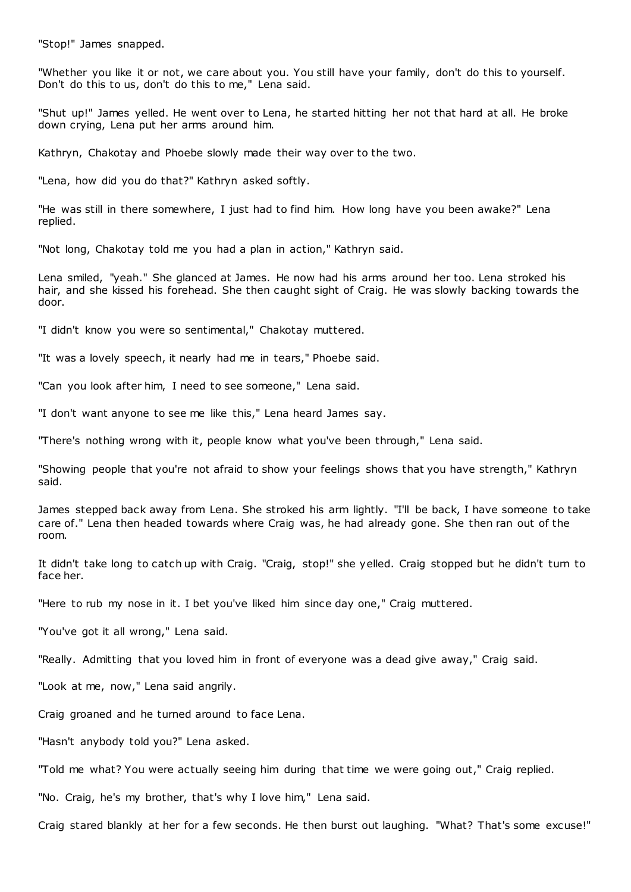"Stop!" James snapped.

"Whether you like it or not, we care about you. You still have your family, don't do this to yourself. Don't do this to us, don't do this to me," Lena said.

"Shut up!" James yelled. He went over to Lena, he started hitting her not that hard at all. He broke down crying, Lena put her arms around him.

Kathryn, Chakotay and Phoebe slowly made their way over to the two.

"Lena, how did you do that?" Kathryn asked softly.

"He was still in there somewhere, I just had to find him. How long have you been awake?" Lena replied.

"Not long, Chakotay told me you had a plan in action," Kathryn said.

Lena smiled, "yeah." She glanced at James. He now had his arms around her too. Lena stroked his hair, and she kissed his forehead. She then caught sight of Craig. He was slowly backing towards the door.

"I didn't know you were so sentimental," Chakotay muttered.

"It was a lovely speech, it nearly had me in tears," Phoebe said.

"Can you look after him, I need to see someone," Lena said.

"I don't want anyone to see me like this," Lena heard James say.

"There's nothing wrong with it, people know what you've been through," Lena said.

"Showing people that you're not afraid to show your feelings shows that you have strength," Kathryn said.

James stepped back away from Lena. She stroked his arm lightly. "I'll be back, I have someone to take care of." Lena then headed towards where Craig was, he had already gone. She then ran out of the room.

It didn't take long to catch up with Craig. "Craig, stop!" she yelled. Craig stopped but he didn't turn to face her.

"Here to rub my nose in it. I bet you've liked him since day one," Craig muttered.

"You've got it all wrong," Lena said.

"Really. Admitting that you loved him in front of everyone was a dead give away," Craig said.

"Look at me, now," Lena said angrily.

Craig groaned and he turned around to face Lena.

"Hasn't anybody told you?" Lena asked.

"Told me what? You were actually seeing him during that time we were going out," Craig replied.

"No. Craig, he's my brother, that's why I love him," Lena said.

Craig stared blankly at her for a few seconds. He then burst out laughing. "What? That's some excuse!"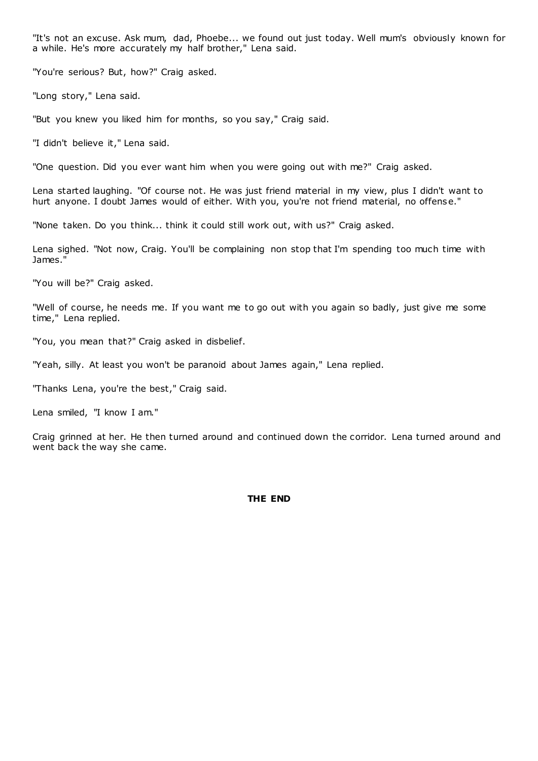"It's not an excuse. Ask mum, dad, Phoebe... we found out just today. Well mum's obviously known for a while. He's more accurately my half brother," Lena said.

"You're serious? But, how?" Craig asked.

"Long story," Lena said.

"But you knew you liked him for months, so you say," Craig said.

"I didn't believe it," Lena said.

"One question. Did you ever want him when you were going out with me?" Craig asked.

Lena started laughing. "Of course not. He was just friend material in my view, plus I didn't want to hurt anyone. I doubt James would of either. With you, you're not friend material, no offense."

"None taken. Do you think... think it could still work out, with us?" Craig asked.

Lena sighed. "Not now, Craig. You'll be complaining non stop that I'm spending too much time with James."

"You will be?" Craig asked.

"Well of course, he needs me. If you want me to go out with you again so badly, just give me some time," Lena replied.

"You, you mean that?" Craig asked in disbelief.

"Yeah, silly. At least you won't be paranoid about James again," Lena replied.

"Thanks Lena, you're the best," Craig said.

Lena smiled, "I know I am."

Craig grinned at her. He then turned around and continued down the corridor. Lena turned around and went back the way she came.

**THE END**